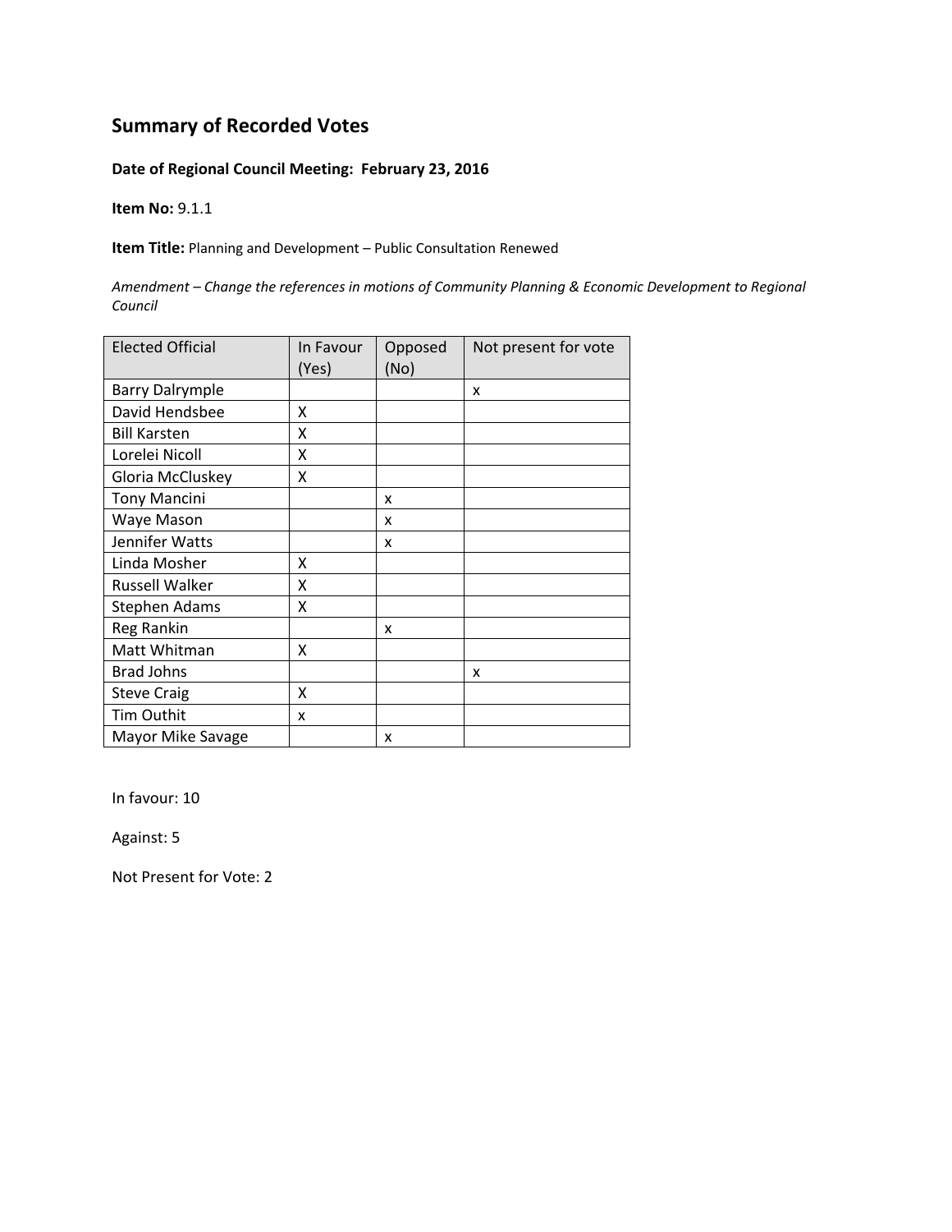# Summary of Recorded Votes

**Date of Regional Council Meeting: February 23, 2016**

**Item No:** 9.1.1

**Item Title:** Planning and Development – Public Consultation Renewed

*Amendment – Change the references in motions of Community Planning & Economic Development to Regional Council*

| Elected Official | In Favour (Yes) | Opposed (No) | Not present for vote |
|---|---|---|---|
| Barry Dalrymple | | | x |
| David Hendsbee | X | | |
| Bill Karsten | X | | |
| Lorelei Nicoll | X | | |
| Gloria McCluskey | X | | |
| Tony Mancini | | x | |
| Waye Mason | | x | |
| Jennifer Watts | | x | |
| Linda Mosher | X | | |
| Russell Walker | X | | |
| Stephen Adams | X | | |
| Reg Rankin | | x | |
| Matt Whitman | X | | |
| Brad Johns | | | x |
| Steve Craig | X | | |
| Tim Outhit | x | | |
| Mayor Mike Savage | | x | |

In favour: 10

Against: 5

Not Present for Vote: 2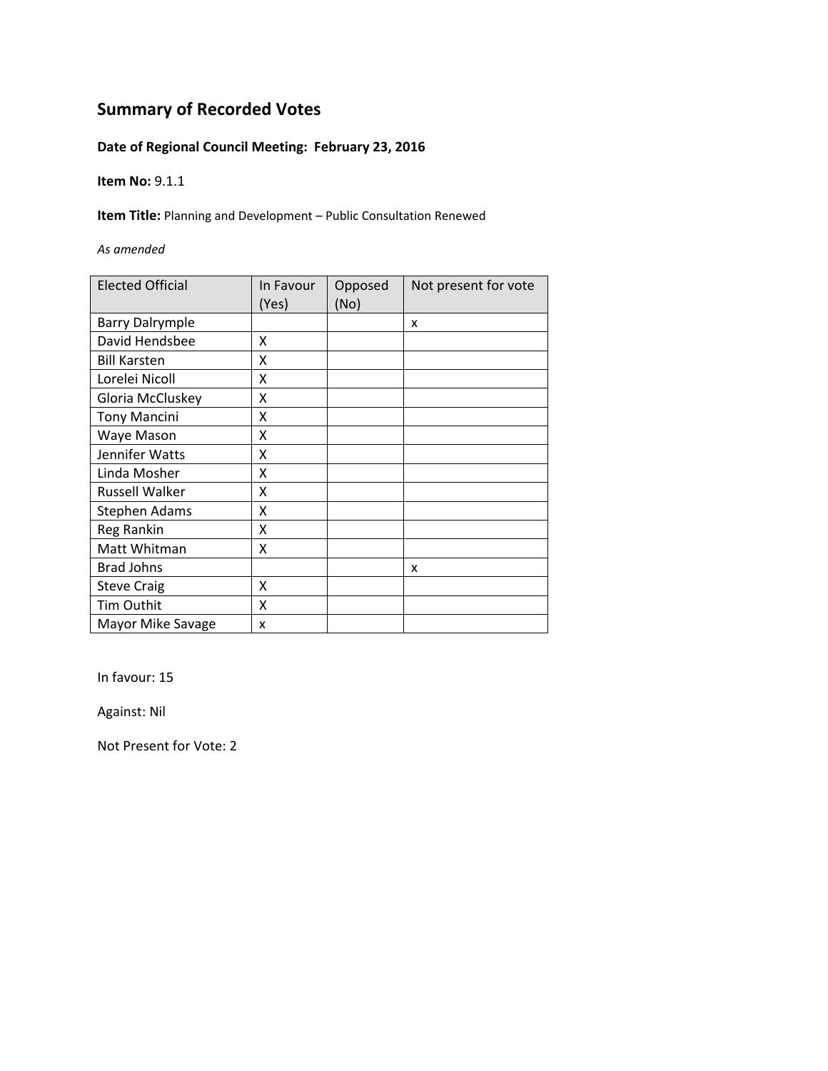## Summary of Recorded Votes

**Date of Regional Council Meeting: February 23, 2016**

**Item No:** 9.1.1

**Item Title:** Planning and Development – Public Consultation Renewed

*As amended*

| Elected Official | In Favour (Yes) | Opposed (No) | Not present for vote |
|---|---|---|---|
| Barry Dalrymple | | | x |
| David Hendsbee | X | | |
| Bill Karsten | X | | |
| Lorelei Nicoll | X | | |
| Gloria McCluskey | X | | |
| Tony Mancini | X | | |
| Waye Mason | X | | |
| Jennifer Watts | X | | |
| Linda Mosher | X | | |
| Russell Walker | X | | |
| Stephen Adams | X | | |
| Reg Rankin | X | | |
| Matt Whitman | X | | |
| Brad Johns | | | x |
| Steve Craig | X | | |
| Tim Outhit | X | | |
| Mayor Mike Savage | x | | |

In favour: 15

Against: Nil

Not Present for Vote: 2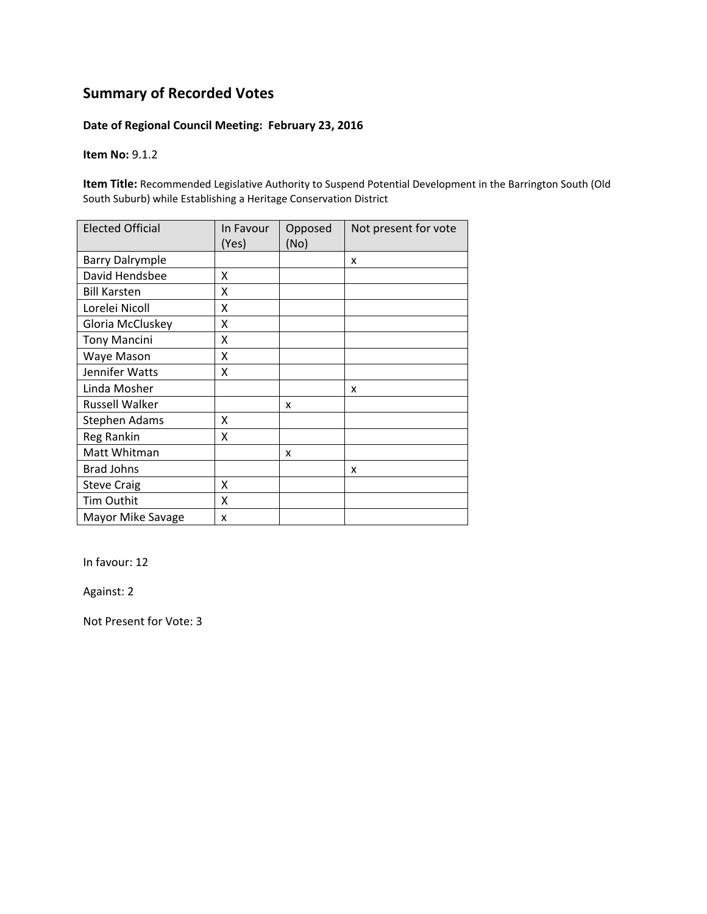## Summary of Recorded Votes

**Date of Regional Council Meeting: February 23, 2016**

**Item No:** 9.1.2

**Item Title:** Recommended Legislative Authority to Suspend Potential Development in the Barrington South (Old South Suburb) while Establishing a Heritage Conservation District

| Elected Official | In Favour (Yes) | Opposed (No) | Not present for vote |
|---|---|---|---|
| Barry Dalrymple | | | x |
| David Hendsbee | X | | |
| Bill Karsten | X | | |
| Lorelei Nicoll | X | | |
| Gloria McCluskey | X | | |
| Tony Mancini | X | | |
| Waye Mason | X | | |
| Jennifer Watts | X | | |
| Linda Mosher | | | x |
| Russell Walker | | x | |
| Stephen Adams | X | | |
| Reg Rankin | X | | |
| Matt Whitman | | x | |
| Brad Johns | | | x |
| Steve Craig | X | | |
| Tim Outhit | X | | |
| Mayor Mike Savage | x | | |

In favour: 12

Against: 2

Not Present for Vote: 3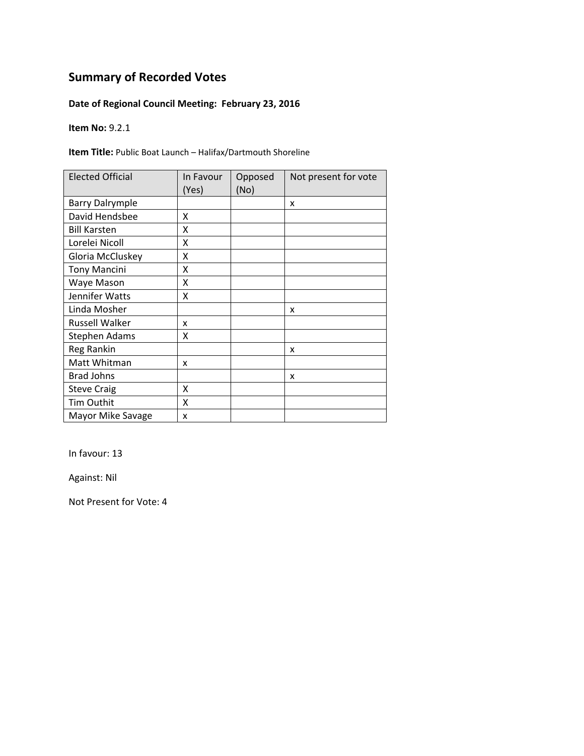## Summary of Recorded Votes

**Date of Regional Council Meeting: February 23, 2016**

**Item No:** 9.2.1

**Item Title:** Public Boat Launch – Halifax/Dartmouth Shoreline

| Elected Official | In Favour (Yes) | Opposed (No) | Not present for vote |
|---|---|---|---|
| Barry Dalrymple | | | x |
| David Hendsbee | X | | |
| Bill Karsten | X | | |
| Lorelei Nicoll | X | | |
| Gloria McCluskey | X | | |
| Tony Mancini | X | | |
| Waye Mason | X | | |
| Jennifer Watts | X | | |
| Linda Mosher | | | x |
| Russell Walker | x | | |
| Stephen Adams | X | | |
| Reg Rankin | | | x |
| Matt Whitman | x | | |
| Brad Johns | | | x |
| Steve Craig | X | | |
| Tim Outhit | X | | |
| Mayor Mike Savage | x | | |

In favour: 13

Against: Nil

Not Present for Vote: 4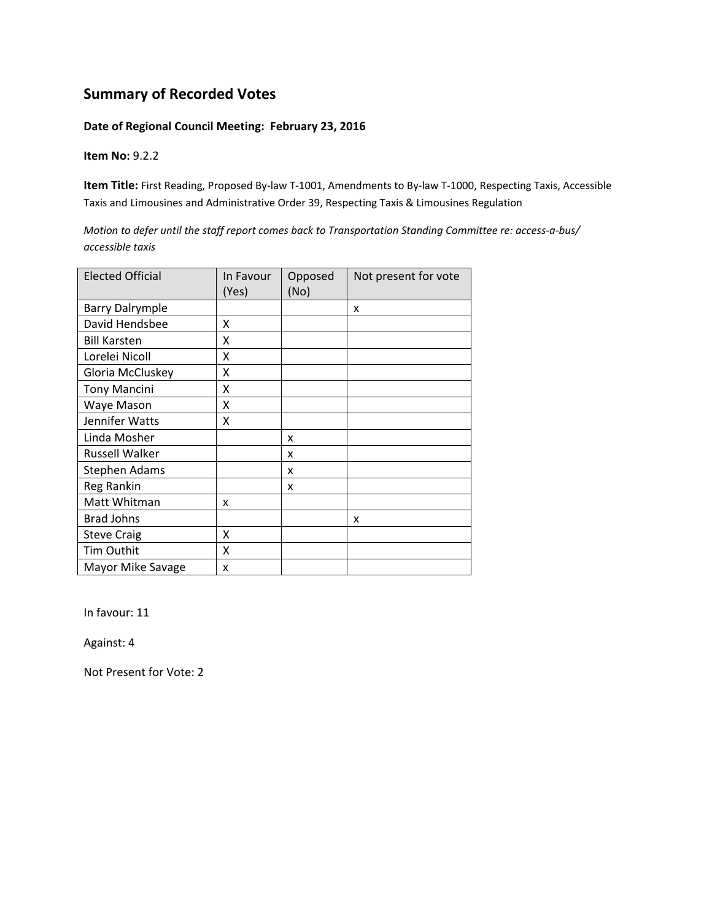## Summary of Recorded Votes

**Date of Regional Council Meeting: February 23, 2016**

**Item No:** 9.2.2

**Item Title:** First Reading, Proposed By-law T-1001, Amendments to By-law T-1000, Respecting Taxis, Accessible Taxis and Limousines and Administrative Order 39, Respecting Taxis & Limousines Regulation

*Motion to defer until the staff report comes back to Transportation Standing Committee re: access-a-bus/ accessible taxis*

| Elected Official | In Favour (Yes) | Opposed (No) | Not present for vote |
|---|---|---|---|
| Barry Dalrymple | | | x |
| David Hendsbee | X | | |
| Bill Karsten | X | | |
| Lorelei Nicoll | X | | |
| Gloria McCluskey | X | | |
| Tony Mancini | X | | |
| Waye Mason | X | | |
| Jennifer Watts | X | | |
| Linda Mosher | | x | |
| Russell Walker | | x | |
| Stephen Adams | | x | |
| Reg Rankin | | x | |
| Matt Whitman | x | | |
| Brad Johns | | | x |
| Steve Craig | X | | |
| Tim Outhit | X | | |
| Mayor Mike Savage | x | | |

In favour: 11

Against: 4

Not Present for Vote: 2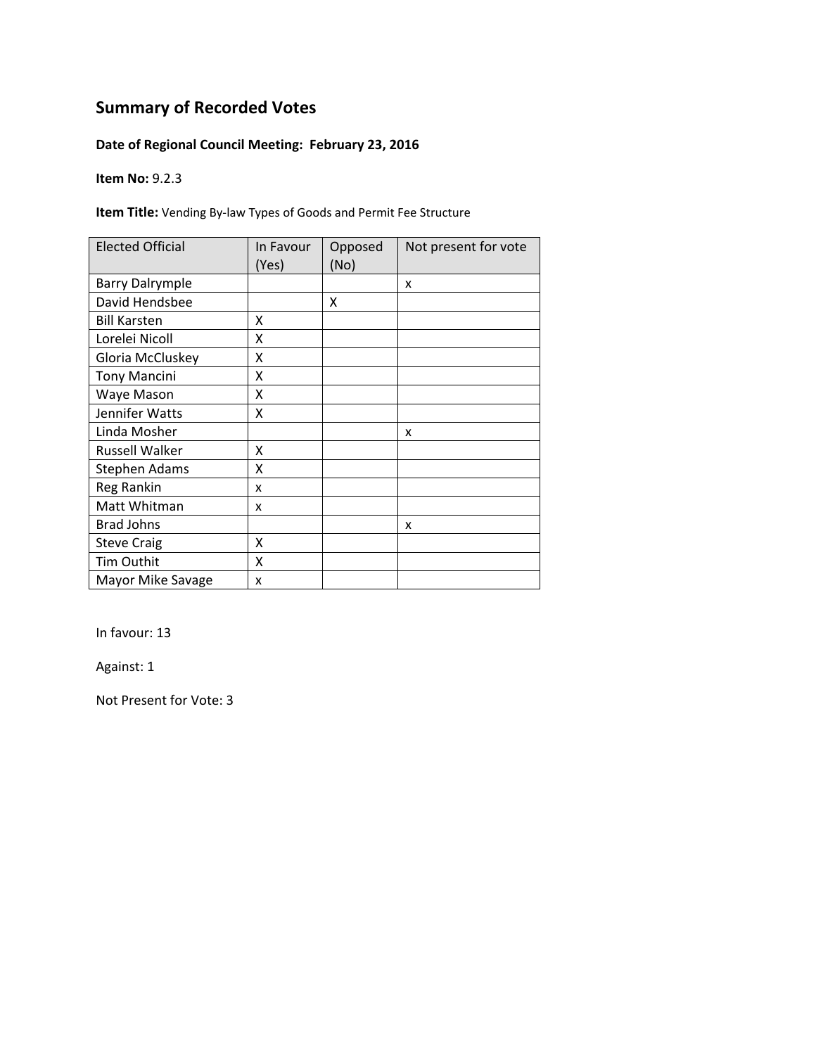# Summary of Recorded Votes

**Date of Regional Council Meeting: February 23, 2016**

**Item No:** 9.2.3

**Item Title:** Vending By-law Types of Goods and Permit Fee Structure

| Elected Official | In Favour (Yes) | Opposed (No) | Not present for vote |
|---|---|---|---|
| Barry Dalrymple | | | x |
| David Hendsbee | | X | |
| Bill Karsten | X | | |
| Lorelei Nicoll | X | | |
| Gloria McCluskey | X | | |
| Tony Mancini | X | | |
| Waye Mason | X | | |
| Jennifer Watts | X | | |
| Linda Mosher | | | x |
| Russell Walker | X | | |
| Stephen Adams | X | | |
| Reg Rankin | x | | |
| Matt Whitman | x | | |
| Brad Johns | | | x |
| Steve Craig | X | | |
| Tim Outhit | X | | |
| Mayor Mike Savage | x | | |

In favour: 13

Against: 1

Not Present for Vote: 3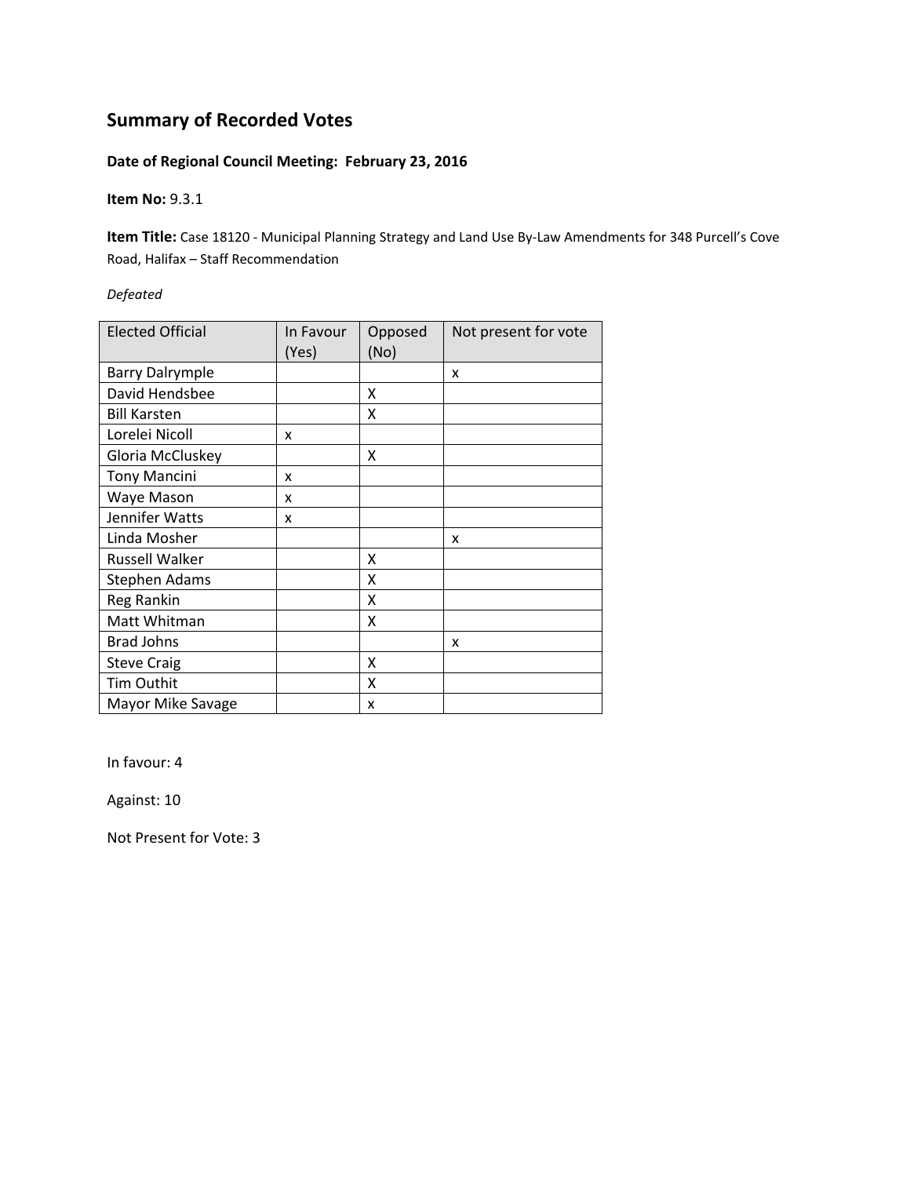## Summary of Recorded Votes

**Date of Regional Council Meeting: February 23, 2016**

**Item No:** 9.3.1

**Item Title:** Case 18120 - Municipal Planning Strategy and Land Use By-Law Amendments for 348 Purcell's Cove Road, Halifax – Staff Recommendation

*Defeated*

| Elected Official | In Favour (Yes) | Opposed (No) | Not present for vote |
|---|---|---|---|
| Barry Dalrymple | | | x |
| David Hendsbee | | X | |
| Bill Karsten | | X | |
| Lorelei Nicoll | x | | |
| Gloria McCluskey | | X | |
| Tony Mancini | x | | |
| Waye Mason | x | | |
| Jennifer Watts | x | | |
| Linda Mosher | | | x |
| Russell Walker | | X | |
| Stephen Adams | | X | |
| Reg Rankin | | X | |
| Matt Whitman | | X | |
| Brad Johns | | | x |
| Steve Craig | | X | |
| Tim Outhit | | X | |
| Mayor Mike Savage | | x | |

In favour: 4

Against: 10

Not Present for Vote: 3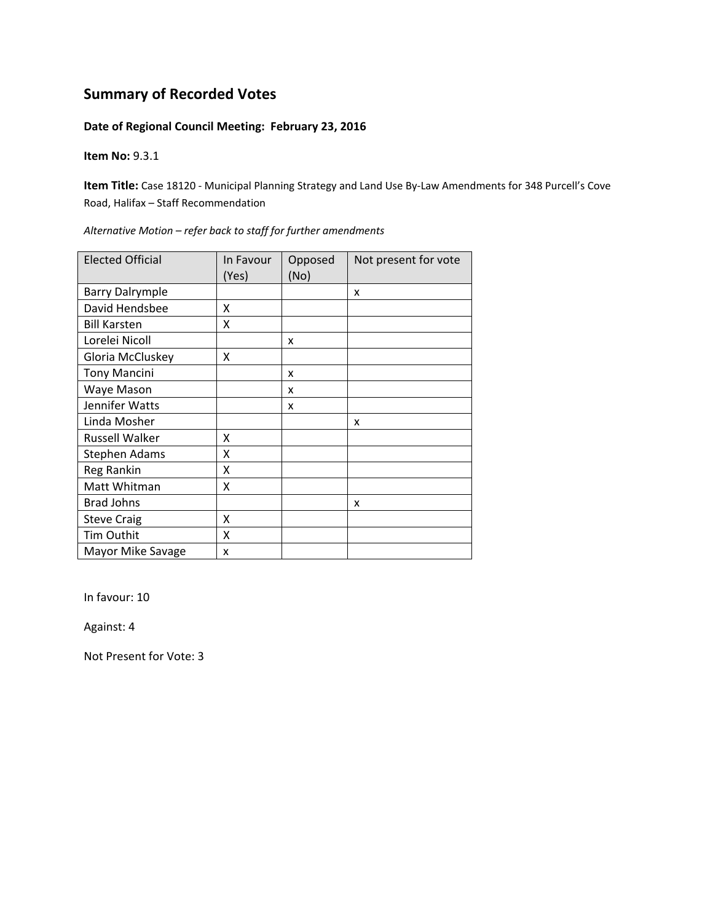## Summary of Recorded Votes

**Date of Regional Council Meeting: February 23, 2016**

**Item No:** 9.3.1

**Item Title:** Case 18120 - Municipal Planning Strategy and Land Use By-Law Amendments for 348 Purcell's Cove Road, Halifax – Staff Recommendation

*Alternative Motion – refer back to staff for further amendments*

| Elected Official | In Favour (Yes) | Opposed (No) | Not present for vote |
|---|---|---|---|
| Barry Dalrymple | | | x |
| David Hendsbee | X | | |
| Bill Karsten | X | | |
| Lorelei Nicoll | | x | |
| Gloria McCluskey | X | | |
| Tony Mancini | | x | |
| Waye Mason | | x | |
| Jennifer Watts | | x | |
| Linda Mosher | | | x |
| Russell Walker | X | | |
| Stephen Adams | X | | |
| Reg Rankin | X | | |
| Matt Whitman | X | | |
| Brad Johns | | | x |
| Steve Craig | X | | |
| Tim Outhit | X | | |
| Mayor Mike Savage | x | | |

In favour: 10

Against: 4

Not Present for Vote: 3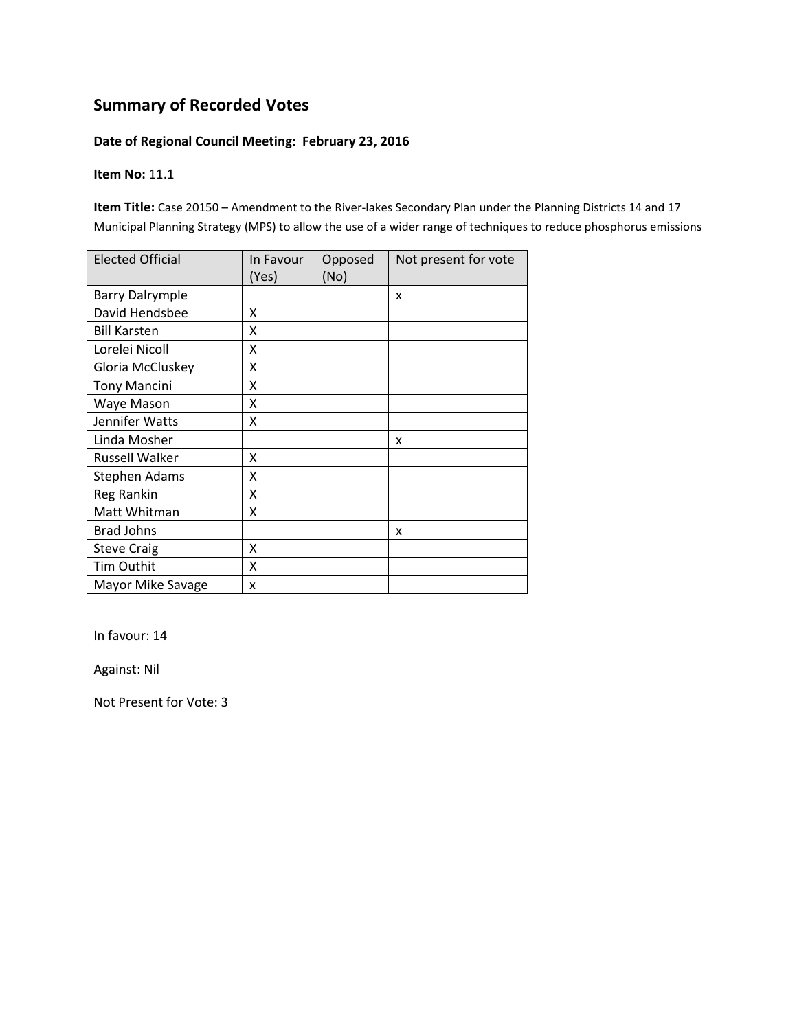## Summary of Recorded Votes

**Date of Regional Council Meeting: February 23, 2016**

**Item No:** 11.1

**Item Title:** Case 20150 – Amendment to the River-lakes Secondary Plan under the Planning Districts 14 and 17 Municipal Planning Strategy (MPS) to allow the use of a wider range of techniques to reduce phosphorus emissions

| Elected Official | In Favour (Yes) | Opposed (No) | Not present for vote |
|---|---|---|---|
| Barry Dalrymple | | | x |
| David Hendsbee | X | | |
| Bill Karsten | X | | |
| Lorelei Nicoll | X | | |
| Gloria McCluskey | X | | |
| Tony Mancini | X | | |
| Waye Mason | X | | |
| Jennifer Watts | X | | |
| Linda Mosher | | | x |
| Russell Walker | X | | |
| Stephen Adams | X | | |
| Reg Rankin | X | | |
| Matt Whitman | X | | |
| Brad Johns | | | x |
| Steve Craig | X | | |
| Tim Outhit | X | | |
| Mayor Mike Savage | x | | |

In favour: 14

Against: Nil

Not Present for Vote: 3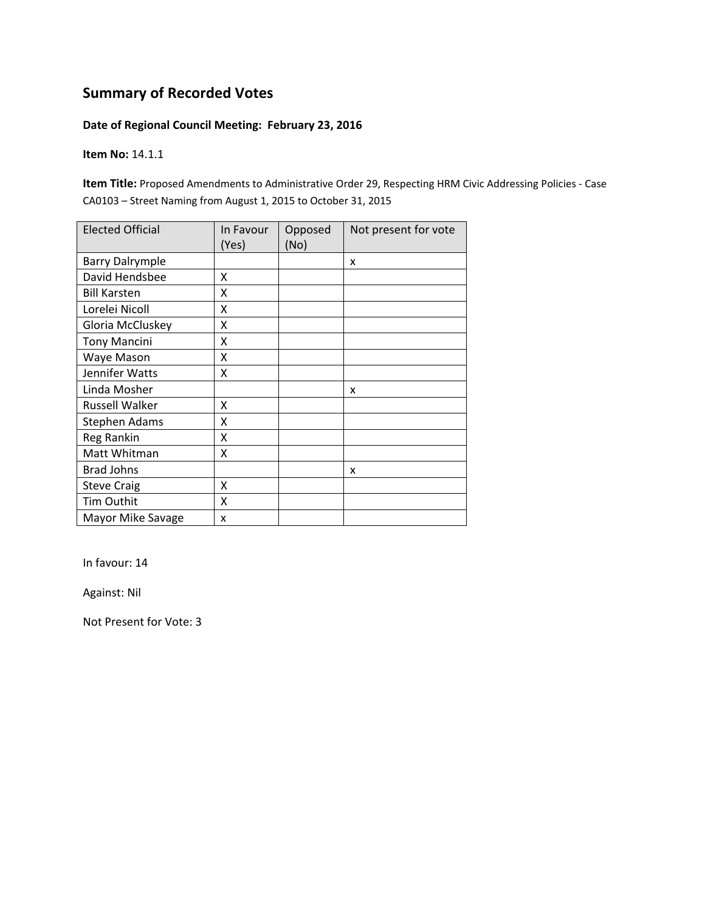## Summary of Recorded Votes

**Date of Regional Council Meeting: February 23, 2016**

**Item No:** 14.1.1

**Item Title:** Proposed Amendments to Administrative Order 29, Respecting HRM Civic Addressing Policies - Case CA0103 – Street Naming from August 1, 2015 to October 31, 2015

| Elected Official | In Favour (Yes) | Opposed (No) | Not present for vote |
|---|---|---|---|
| Barry Dalrymple | | | x |
| David Hendsbee | X | | |
| Bill Karsten | X | | |
| Lorelei Nicoll | X | | |
| Gloria McCluskey | X | | |
| Tony Mancini | X | | |
| Waye Mason | X | | |
| Jennifer Watts | X | | |
| Linda Mosher | | | x |
| Russell Walker | X | | |
| Stephen Adams | X | | |
| Reg Rankin | X | | |
| Matt Whitman | X | | |
| Brad Johns | | | x |
| Steve Craig | X | | |
| Tim Outhit | X | | |
| Mayor Mike Savage | x | | |

In favour: 14

Against: Nil

Not Present for Vote: 3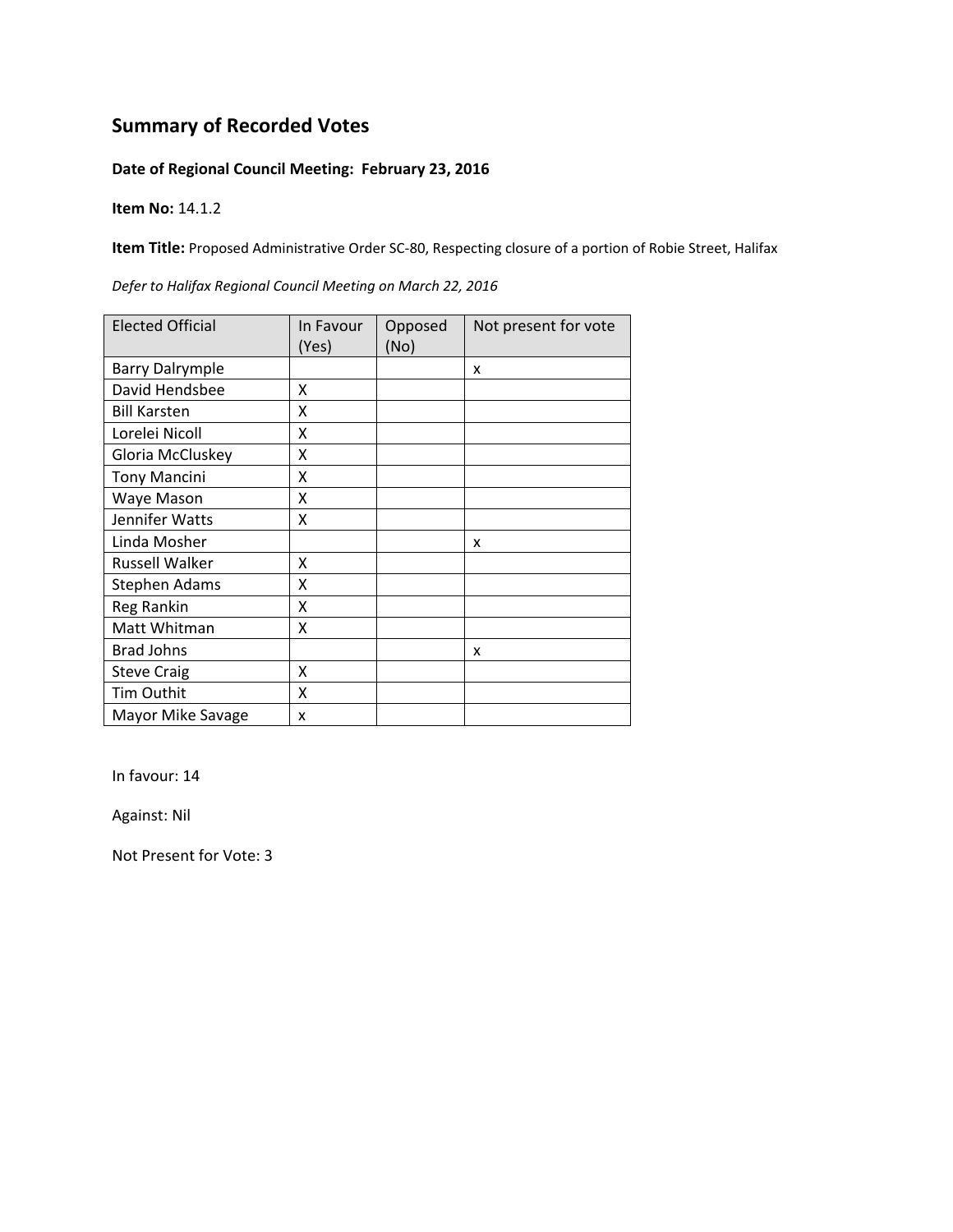# Summary of Recorded Votes

**Date of Regional Council Meeting: February 23, 2016**

**Item No:** 14.1.2

**Item Title:** Proposed Administrative Order SC-80, Respecting closure of a portion of Robie Street, Halifax

*Defer to Halifax Regional Council Meeting on March 22, 2016*

| Elected Official | In Favour (Yes) | Opposed (No) | Not present for vote |
|---|---|---|---|
| Barry Dalrymple | | | x |
| David Hendsbee | X | | |
| Bill Karsten | X | | |
| Lorelei Nicoll | X | | |
| Gloria McCluskey | X | | |
| Tony Mancini | X | | |
| Waye Mason | X | | |
| Jennifer Watts | X | | |
| Linda Mosher | | | x |
| Russell Walker | X | | |
| Stephen Adams | X | | |
| Reg Rankin | X | | |
| Matt Whitman | X | | |
| Brad Johns | | | x |
| Steve Craig | X | | |
| Tim Outhit | X | | |
| Mayor Mike Savage | x | | |

In favour: 14

Against: Nil

Not Present for Vote: 3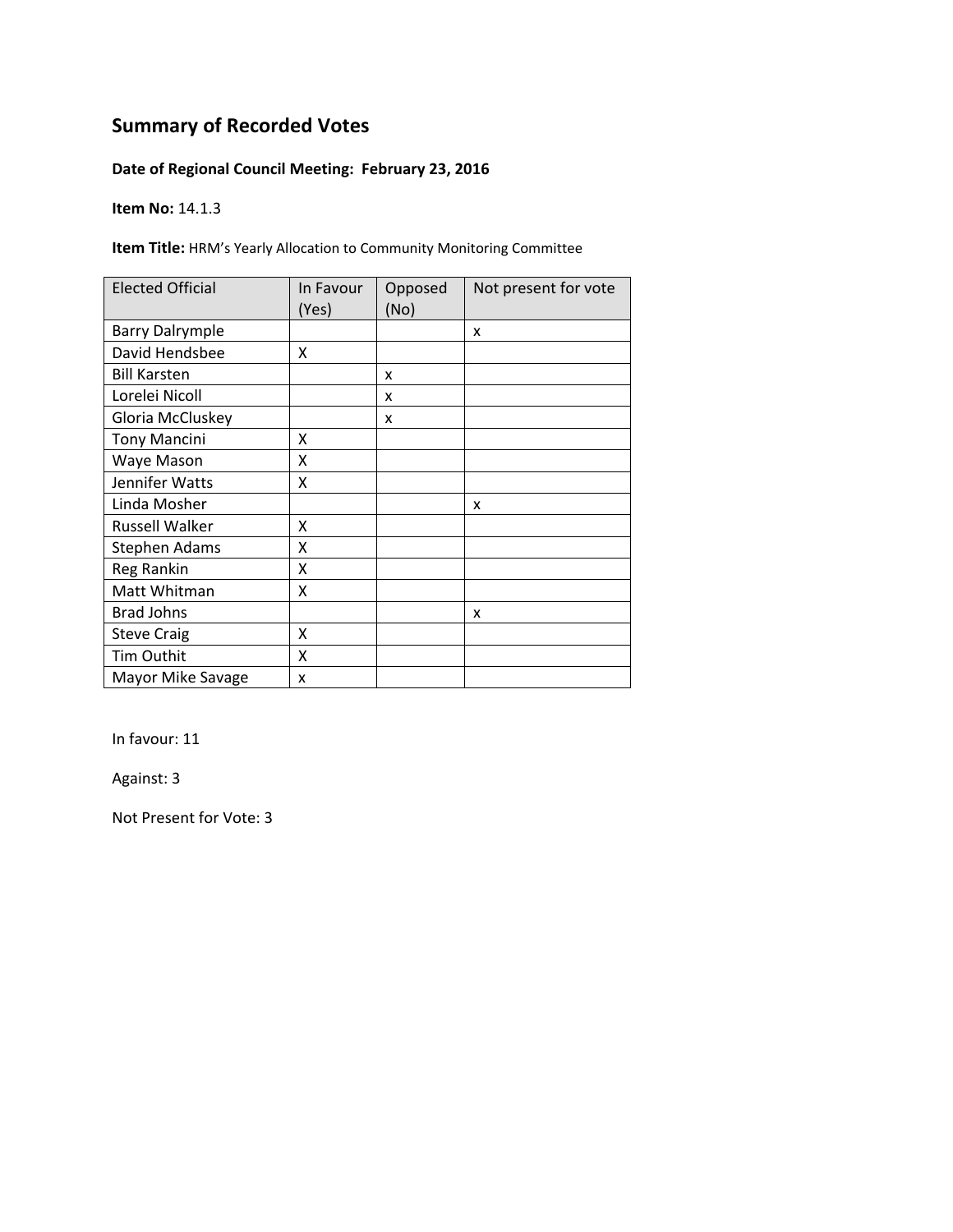## Summary of Recorded Votes

**Date of Regional Council Meeting: February 23, 2016**

**Item No:** 14.1.3

**Item Title:** HRM's Yearly Allocation to Community Monitoring Committee

| Elected Official | In Favour (Yes) | Opposed (No) | Not present for vote |
|---|---|---|---|
| Barry Dalrymple | | | x |
| David Hendsbee | X | | |
| Bill Karsten | | x | |
| Lorelei Nicoll | | x | |
| Gloria McCluskey | | x | |
| Tony Mancini | X | | |
| Waye Mason | X | | |
| Jennifer Watts | X | | |
| Linda Mosher | | | x |
| Russell Walker | X | | |
| Stephen Adams | X | | |
| Reg Rankin | X | | |
| Matt Whitman | X | | |
| Brad Johns | | | x |
| Steve Craig | X | | |
| Tim Outhit | X | | |
| Mayor Mike Savage | x | | |

In favour: 11

Against: 3

Not Present for Vote: 3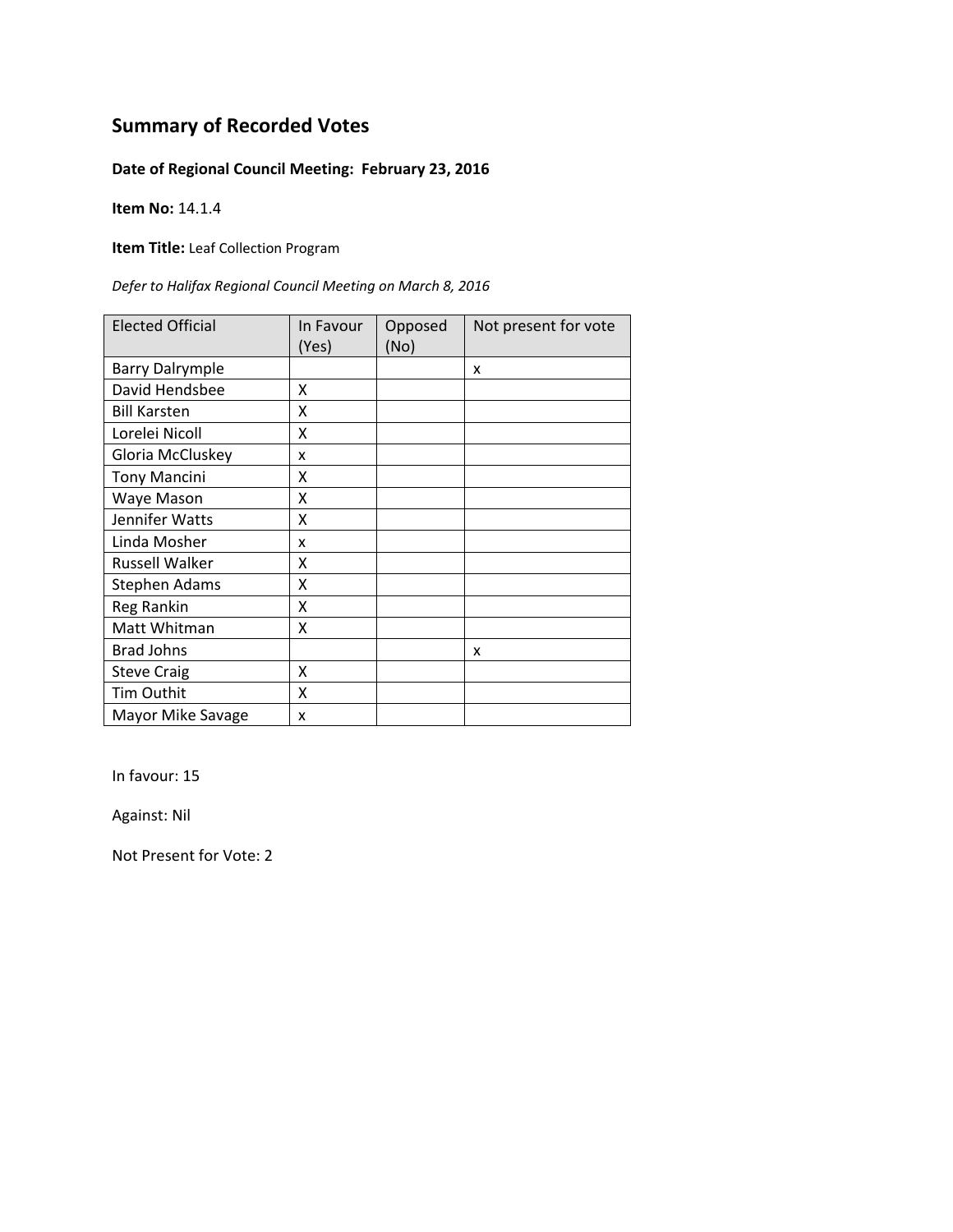## Summary of Recorded Votes

**Date of Regional Council Meeting: February 23, 2016**

**Item No:** 14.1.4

**Item Title:** Leaf Collection Program

*Defer to Halifax Regional Council Meeting on March 8, 2016*

| Elected Official | In Favour (Yes) | Opposed (No) | Not present for vote |
|---|---|---|---|
| Barry Dalrymple | | | x |
| David Hendsbee | X | | |
| Bill Karsten | X | | |
| Lorelei Nicoll | X | | |
| Gloria McCluskey | x | | |
| Tony Mancini | X | | |
| Waye Mason | X | | |
| Jennifer Watts | X | | |
| Linda Mosher | x | | |
| Russell Walker | X | | |
| Stephen Adams | X | | |
| Reg Rankin | X | | |
| Matt Whitman | X | | |
| Brad Johns | | | x |
| Steve Craig | X | | |
| Tim Outhit | X | | |
| Mayor Mike Savage | x | | |

In favour: 15

Against: Nil

Not Present for Vote: 2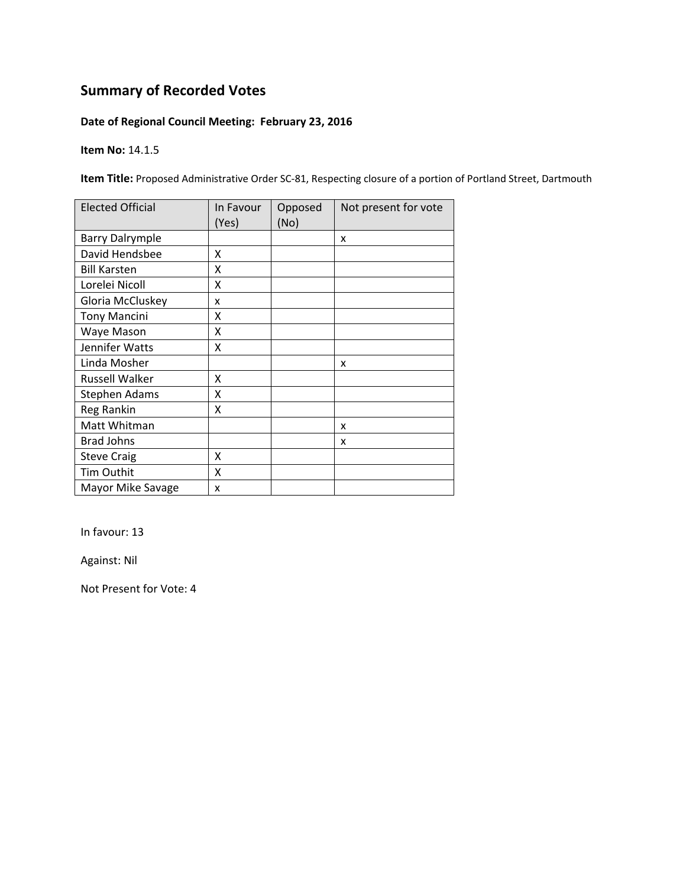## Summary of Recorded Votes

**Date of Regional Council Meeting: February 23, 2016**

**Item No:** 14.1.5

**Item Title:** Proposed Administrative Order SC-81, Respecting closure of a portion of Portland Street, Dartmouth

| Elected Official | In Favour (Yes) | Opposed (No) | Not present for vote |
|---|---|---|---|
| Barry Dalrymple | | | x |
| David Hendsbee | X | | |
| Bill Karsten | X | | |
| Lorelei Nicoll | X | | |
| Gloria McCluskey | x | | |
| Tony Mancini | X | | |
| Waye Mason | X | | |
| Jennifer Watts | X | | |
| Linda Mosher | | | x |
| Russell Walker | X | | |
| Stephen Adams | X | | |
| Reg Rankin | X | | |
| Matt Whitman | | | x |
| Brad Johns | | | x |
| Steve Craig | X | | |
| Tim Outhit | X | | |
| Mayor Mike Savage | x | | |

In favour: 13

Against: Nil

Not Present for Vote: 4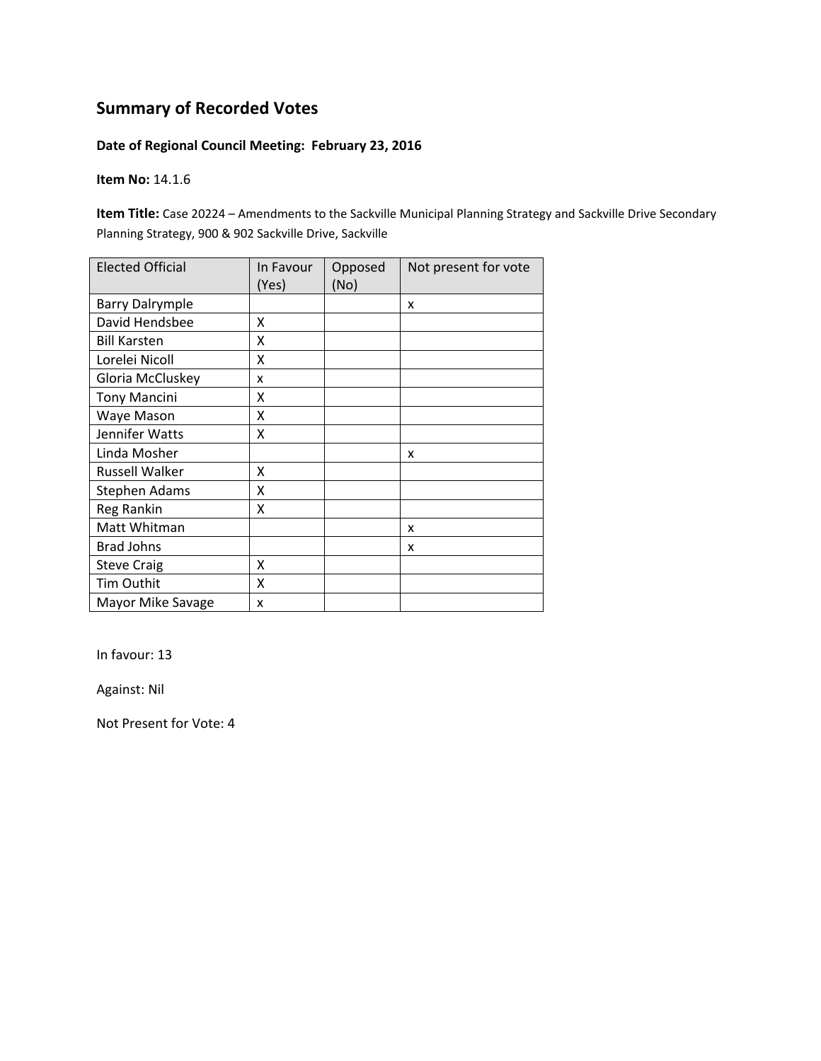## Summary of Recorded Votes

**Date of Regional Council Meeting: February 23, 2016**

**Item No:** 14.1.6

**Item Title:** Case 20224 – Amendments to the Sackville Municipal Planning Strategy and Sackville Drive Secondary Planning Strategy, 900 & 902 Sackville Drive, Sackville

| Elected Official | In Favour (Yes) | Opposed (No) | Not present for vote |
|---|---|---|---|
| Barry Dalrymple | | | x |
| David Hendsbee | X | | |
| Bill Karsten | X | | |
| Lorelei Nicoll | X | | |
| Gloria McCluskey | x | | |
| Tony Mancini | X | | |
| Waye Mason | X | | |
| Jennifer Watts | X | | |
| Linda Mosher | | | x |
| Russell Walker | X | | |
| Stephen Adams | X | | |
| Reg Rankin | X | | |
| Matt Whitman | | | x |
| Brad Johns | | | x |
| Steve Craig | X | | |
| Tim Outhit | X | | |
| Mayor Mike Savage | x | | |

In favour: 13

Against: Nil

Not Present for Vote: 4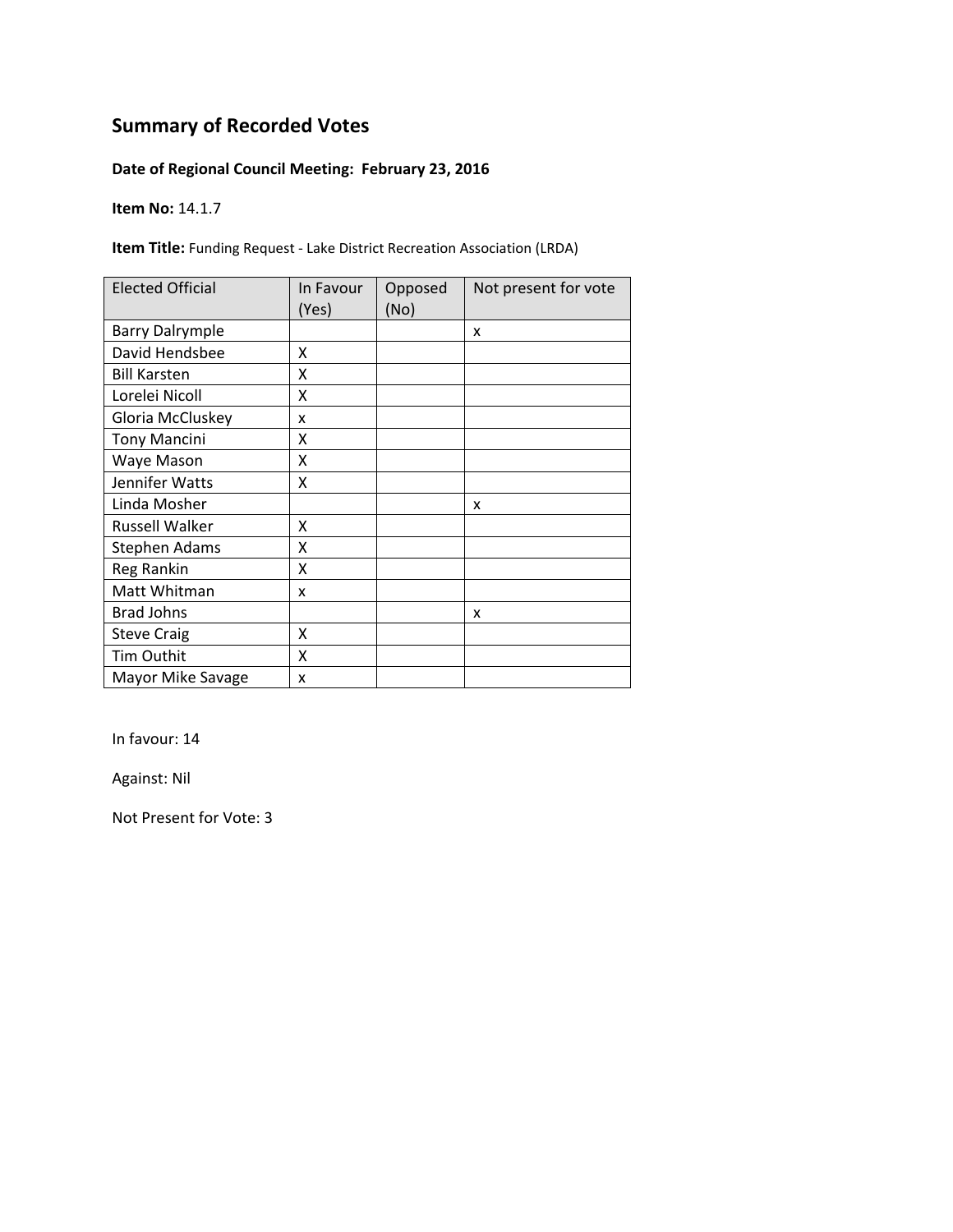# Summary of Recorded Votes

**Date of Regional Council Meeting: February 23, 2016**

**Item No:** 14.1.7

**Item Title:** Funding Request - Lake District Recreation Association (LRDA)

| Elected Official | In Favour (Yes) | Opposed (No) | Not present for vote |
|---|---|---|---|
| Barry Dalrymple | | | x |
| David Hendsbee | X | | |
| Bill Karsten | X | | |
| Lorelei Nicoll | X | | |
| Gloria McCluskey | x | | |
| Tony Mancini | X | | |
| Waye Mason | X | | |
| Jennifer Watts | X | | |
| Linda Mosher | | | x |
| Russell Walker | X | | |
| Stephen Adams | X | | |
| Reg Rankin | X | | |
| Matt Whitman | x | | |
| Brad Johns | | | x |
| Steve Craig | X | | |
| Tim Outhit | X | | |
| Mayor Mike Savage | x | | |

In favour: 14

Against: Nil

Not Present for Vote: 3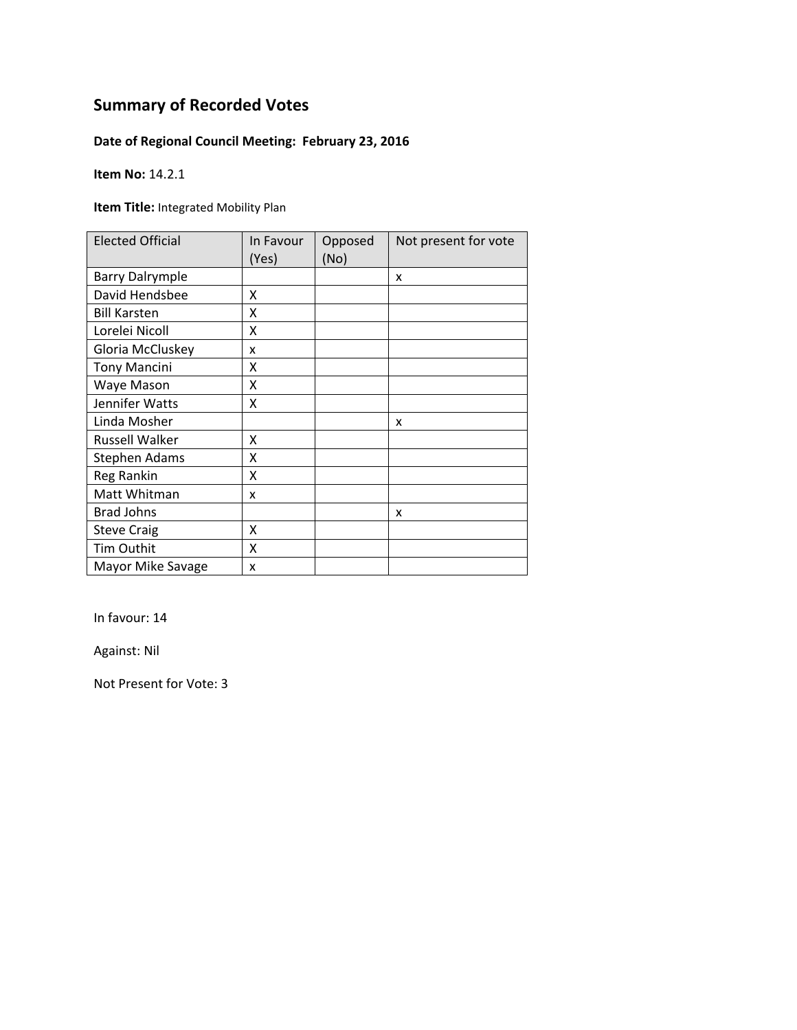# Summary of Recorded Votes

**Date of Regional Council Meeting: February 23, 2016**

**Item No:** 14.2.1

**Item Title:** Integrated Mobility Plan

| Elected Official | In Favour (Yes) | Opposed (No) | Not present for vote |
|---|---|---|---|
| Barry Dalrymple | | | x |
| David Hendsbee | X | | |
| Bill Karsten | X | | |
| Lorelei Nicoll | X | | |
| Gloria McCluskey | x | | |
| Tony Mancini | X | | |
| Waye Mason | X | | |
| Jennifer Watts | X | | |
| Linda Mosher | | | x |
| Russell Walker | X | | |
| Stephen Adams | X | | |
| Reg Rankin | X | | |
| Matt Whitman | x | | |
| Brad Johns | | | x |
| Steve Craig | X | | |
| Tim Outhit | X | | |
| Mayor Mike Savage | x | | |

In favour: 14

Against: Nil

Not Present for Vote: 3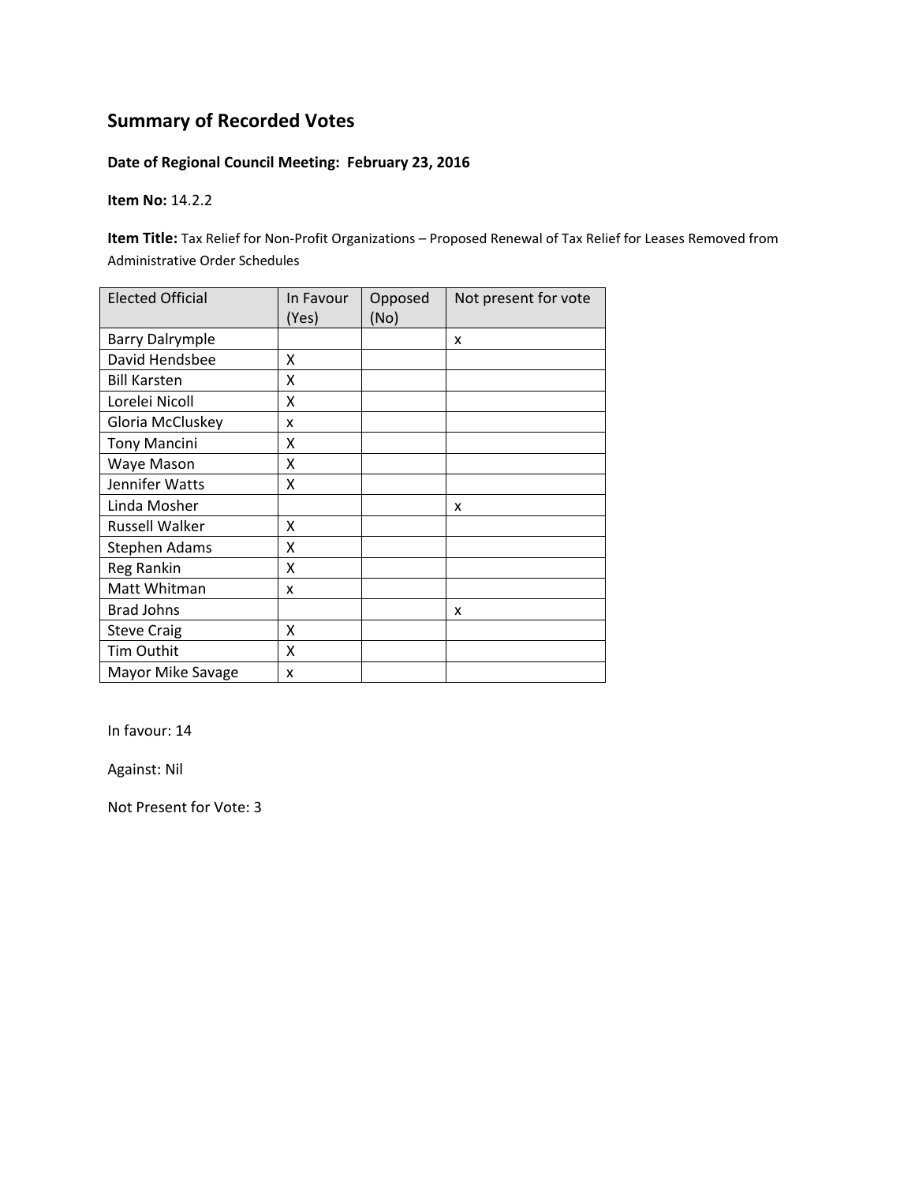## Summary of Recorded Votes

**Date of Regional Council Meeting: February 23, 2016**

**Item No:** 14.2.2

**Item Title:** Tax Relief for Non-Profit Organizations – Proposed Renewal of Tax Relief for Leases Removed from Administrative Order Schedules

| Elected Official | In Favour (Yes) | Opposed (No) | Not present for vote |
|---|---|---|---|
| Barry Dalrymple | | | x |
| David Hendsbee | X | | |
| Bill Karsten | X | | |
| Lorelei Nicoll | X | | |
| Gloria McCluskey | x | | |
| Tony Mancini | X | | |
| Waye Mason | X | | |
| Jennifer Watts | X | | |
| Linda Mosher | | | x |
| Russell Walker | X | | |
| Stephen Adams | X | | |
| Reg Rankin | X | | |
| Matt Whitman | x | | |
| Brad Johns | | | x |
| Steve Craig | X | | |
| Tim Outhit | X | | |
| Mayor Mike Savage | x | | |

In favour: 14

Against: Nil

Not Present for Vote: 3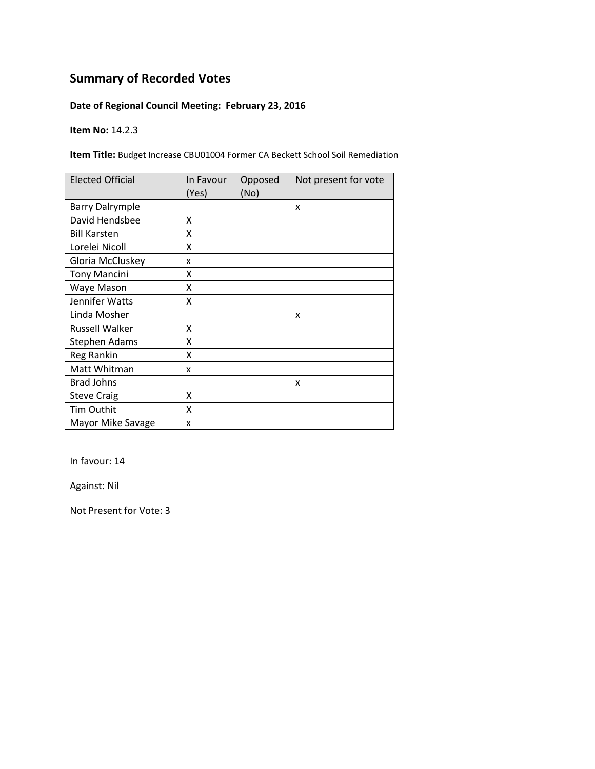## Summary of Recorded Votes

**Date of Regional Council Meeting: February 23, 2016**

**Item No:** 14.2.3

**Item Title:** Budget Increase CBU01004 Former CA Beckett School Soil Remediation

| Elected Official | In Favour (Yes) | Opposed (No) | Not present for vote |
|---|---|---|---|
| Barry Dalrymple | | | x |
| David Hendsbee | X | | |
| Bill Karsten | X | | |
| Lorelei Nicoll | X | | |
| Gloria McCluskey | x | | |
| Tony Mancini | X | | |
| Waye Mason | X | | |
| Jennifer Watts | X | | |
| Linda Mosher | | | x |
| Russell Walker | X | | |
| Stephen Adams | X | | |
| Reg Rankin | X | | |
| Matt Whitman | x | | |
| Brad Johns | | | x |
| Steve Craig | X | | |
| Tim Outhit | X | | |
| Mayor Mike Savage | x | | |

In favour: 14

Against: Nil

Not Present for Vote: 3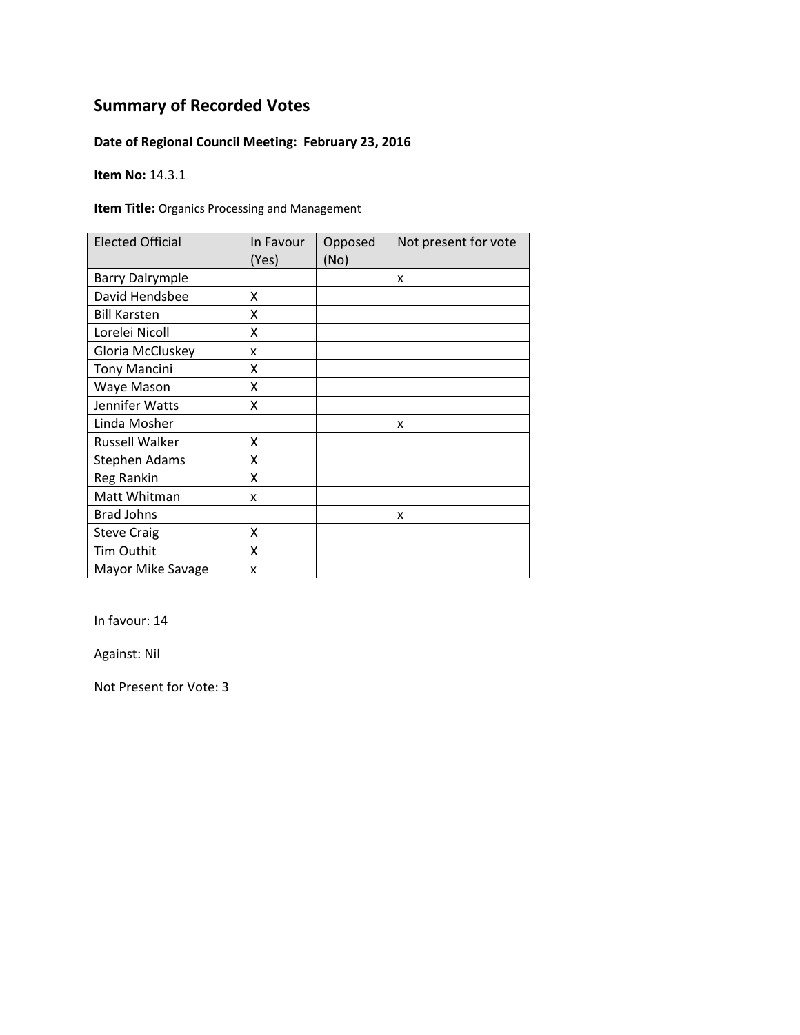# Summary of Recorded Votes

**Date of Regional Council Meeting: February 23, 2016**

**Item No:** 14.3.1

**Item Title:** Organics Processing and Management

| Elected Official | In Favour (Yes) | Opposed (No) | Not present for vote |
|---|---|---|---|
| Barry Dalrymple | | | x |
| David Hendsbee | X | | |
| Bill Karsten | X | | |
| Lorelei Nicoll | X | | |
| Gloria McCluskey | x | | |
| Tony Mancini | X | | |
| Waye Mason | X | | |
| Jennifer Watts | X | | |
| Linda Mosher | | | x |
| Russell Walker | X | | |
| Stephen Adams | X | | |
| Reg Rankin | X | | |
| Matt Whitman | x | | |
| Brad Johns | | | x |
| Steve Craig | X | | |
| Tim Outhit | X | | |
| Mayor Mike Savage | x | | |

In favour: 14

Against: Nil

Not Present for Vote: 3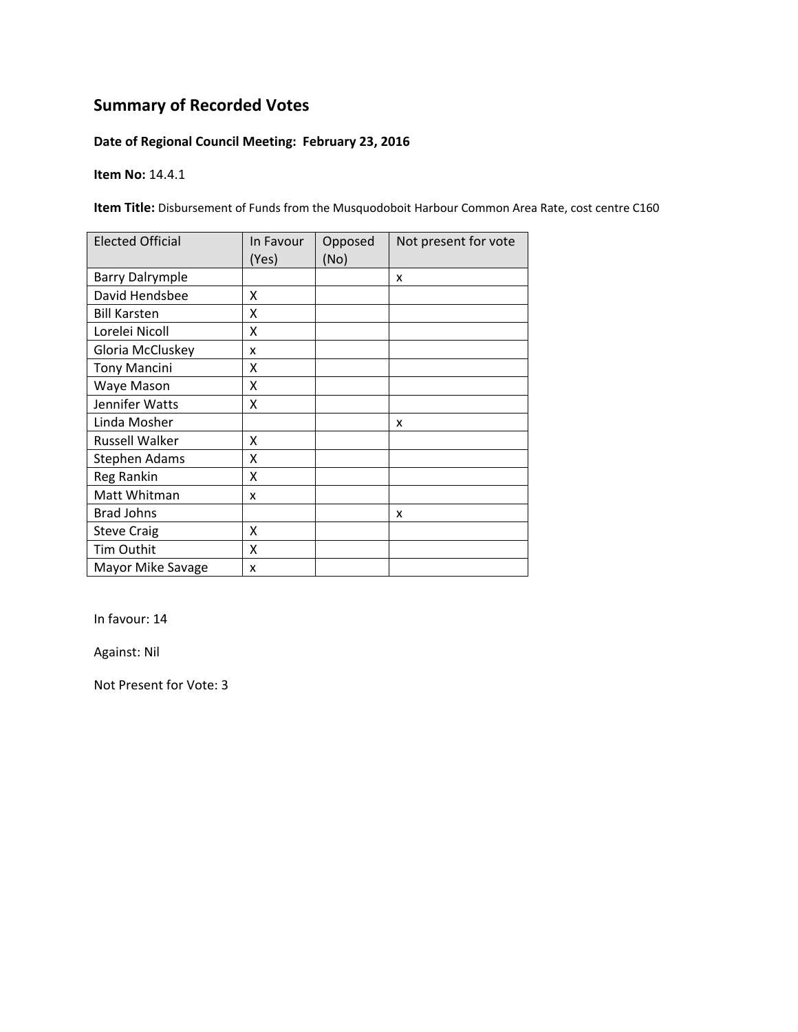## Summary of Recorded Votes

**Date of Regional Council Meeting: February 23, 2016**

**Item No:** 14.4.1

**Item Title:** Disbursement of Funds from the Musquodoboit Harbour Common Area Rate, cost centre C160

| Elected Official | In Favour (Yes) | Opposed (No) | Not present for vote |
|---|---|---|---|
| Barry Dalrymple | | | x |
| David Hendsbee | X | | |
| Bill Karsten | X | | |
| Lorelei Nicoll | X | | |
| Gloria McCluskey | x | | |
| Tony Mancini | X | | |
| Waye Mason | X | | |
| Jennifer Watts | X | | |
| Linda Mosher | | | x |
| Russell Walker | X | | |
| Stephen Adams | X | | |
| Reg Rankin | X | | |
| Matt Whitman | x | | |
| Brad Johns | | | x |
| Steve Craig | X | | |
| Tim Outhit | X | | |
| Mayor Mike Savage | x | | |

In favour: 14

Against: Nil

Not Present for Vote: 3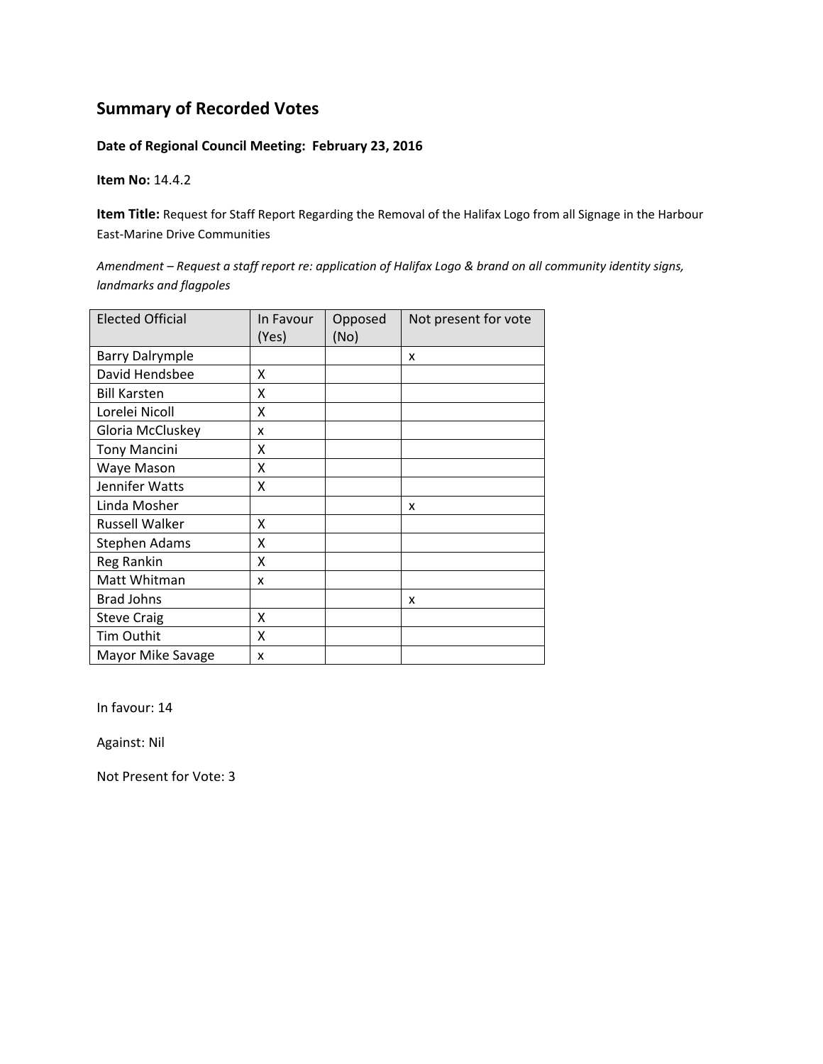## Summary of Recorded Votes

**Date of Regional Council Meeting: February 23, 2016**

**Item No:** 14.4.2

**Item Title:** Request for Staff Report Regarding the Removal of the Halifax Logo from all Signage in the Harbour East-Marine Drive Communities

*Amendment – Request a staff report re: application of Halifax Logo & brand on all community identity signs, landmarks and flagpoles*

| Elected Official | In Favour (Yes) | Opposed (No) | Not present for vote |
|---|---|---|---|
| Barry Dalrymple | | | x |
| David Hendsbee | X | | |
| Bill Karsten | X | | |
| Lorelei Nicoll | X | | |
| Gloria McCluskey | x | | |
| Tony Mancini | X | | |
| Waye Mason | X | | |
| Jennifer Watts | X | | |
| Linda Mosher | | | x |
| Russell Walker | X | | |
| Stephen Adams | X | | |
| Reg Rankin | X | | |
| Matt Whitman | x | | |
| Brad Johns | | | x |
| Steve Craig | X | | |
| Tim Outhit | X | | |
| Mayor Mike Savage | x | | |

In favour: 14

Against: Nil

Not Present for Vote: 3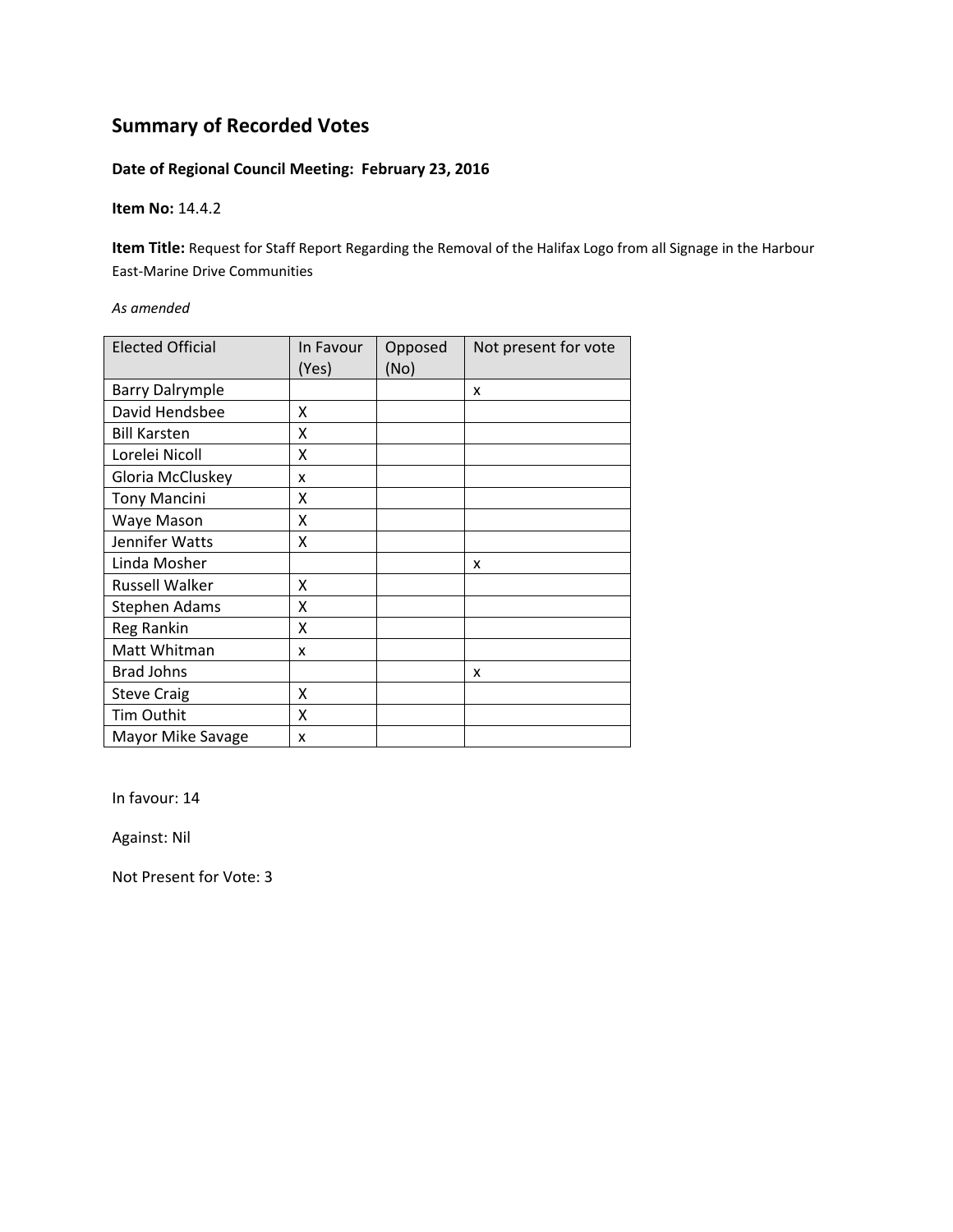## Summary of Recorded Votes

**Date of Regional Council Meeting: February 23, 2016**

**Item No:** 14.4.2

**Item Title:** Request for Staff Report Regarding the Removal of the Halifax Logo from all Signage in the Harbour East-Marine Drive Communities

*As amended*

| Elected Official | In Favour (Yes) | Opposed (No) | Not present for vote |
|---|---|---|---|
| Barry Dalrymple | | | x |
| David Hendsbee | X | | |
| Bill Karsten | X | | |
| Lorelei Nicoll | X | | |
| Gloria McCluskey | x | | |
| Tony Mancini | X | | |
| Waye Mason | X | | |
| Jennifer Watts | X | | |
| Linda Mosher | | | x |
| Russell Walker | X | | |
| Stephen Adams | X | | |
| Reg Rankin | X | | |
| Matt Whitman | x | | |
| Brad Johns | | | x |
| Steve Craig | X | | |
| Tim Outhit | X | | |
| Mayor Mike Savage | x | | |

In favour: 14

Against: Nil

Not Present for Vote: 3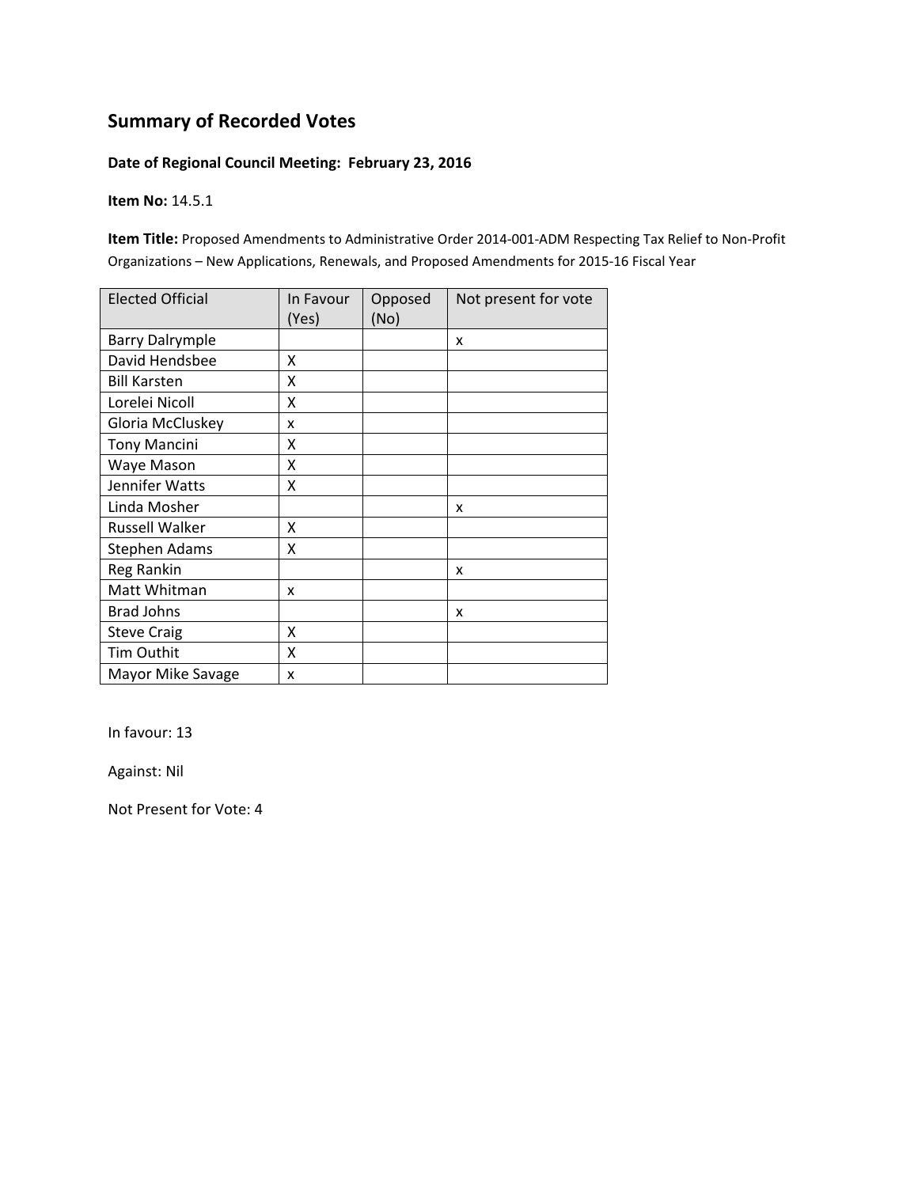## Summary of Recorded Votes

**Date of Regional Council Meeting: February 23, 2016**

**Item No:** 14.5.1

**Item Title:** Proposed Amendments to Administrative Order 2014-001-ADM Respecting Tax Relief to Non-Profit Organizations – New Applications, Renewals, and Proposed Amendments for 2015-16 Fiscal Year

| Elected Official | In Favour (Yes) | Opposed (No) | Not present for vote |
|---|---|---|---|
| Barry Dalrymple | | | x |
| David Hendsbee | X | | |
| Bill Karsten | X | | |
| Lorelei Nicoll | X | | |
| Gloria McCluskey | x | | |
| Tony Mancini | X | | |
| Waye Mason | X | | |
| Jennifer Watts | X | | |
| Linda Mosher | | | x |
| Russell Walker | X | | |
| Stephen Adams | X | | |
| Reg Rankin | | | x |
| Matt Whitman | x | | |
| Brad Johns | | | x |
| Steve Craig | X | | |
| Tim Outhit | X | | |
| Mayor Mike Savage | x | | |

In favour: 13

Against: Nil

Not Present for Vote: 4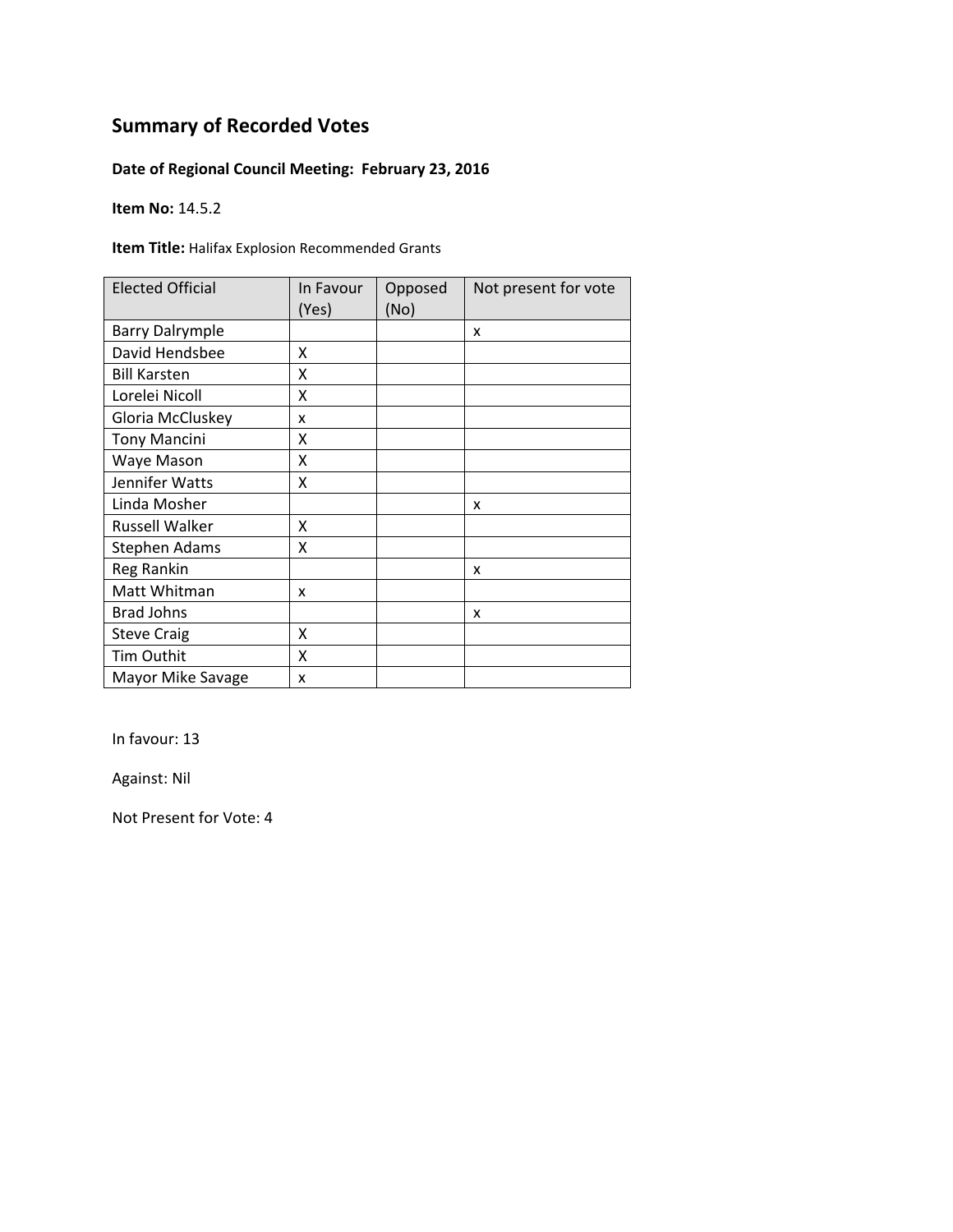# Summary of Recorded Votes

**Date of Regional Council Meeting: February 23, 2016**

**Item No:** 14.5.2

**Item Title:** Halifax Explosion Recommended Grants

| Elected Official | In Favour (Yes) | Opposed (No) | Not present for vote |
|---|---|---|---|
| Barry Dalrymple | | | x |
| David Hendsbee | X | | |
| Bill Karsten | X | | |
| Lorelei Nicoll | X | | |
| Gloria McCluskey | x | | |
| Tony Mancini | X | | |
| Waye Mason | X | | |
| Jennifer Watts | X | | |
| Linda Mosher | | | x |
| Russell Walker | X | | |
| Stephen Adams | X | | |
| Reg Rankin | | | x |
| Matt Whitman | x | | |
| Brad Johns | | | x |
| Steve Craig | X | | |
| Tim Outhit | X | | |
| Mayor Mike Savage | x | | |

In favour: 13

Against: Nil

Not Present for Vote: 4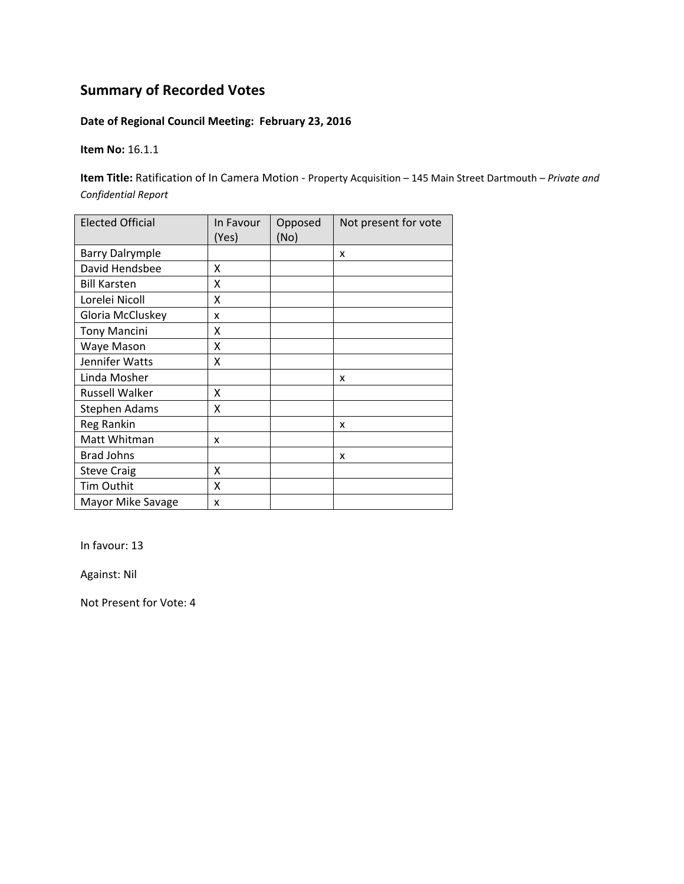## Summary of Recorded Votes

**Date of Regional Council Meeting: February 23, 2016**

**Item No:** 16.1.1

**Item Title:** Ratification of In Camera Motion - Property Acquisition – 145 Main Street Dartmouth – *Private and Confidential Report*

| Elected Official | In Favour (Yes) | Opposed (No) | Not present for vote |
|---|---|---|---|
| Barry Dalrymple | | | x |
| David Hendsbee | X | | |
| Bill Karsten | X | | |
| Lorelei Nicoll | X | | |
| Gloria McCluskey | x | | |
| Tony Mancini | X | | |
| Waye Mason | X | | |
| Jennifer Watts | X | | |
| Linda Mosher | | | x |
| Russell Walker | X | | |
| Stephen Adams | X | | |
| Reg Rankin | | | x |
| Matt Whitman | x | | |
| Brad Johns | | | x |
| Steve Craig | X | | |
| Tim Outhit | X | | |
| Mayor Mike Savage | x | | |

In favour: 13

Against: Nil

Not Present for Vote: 4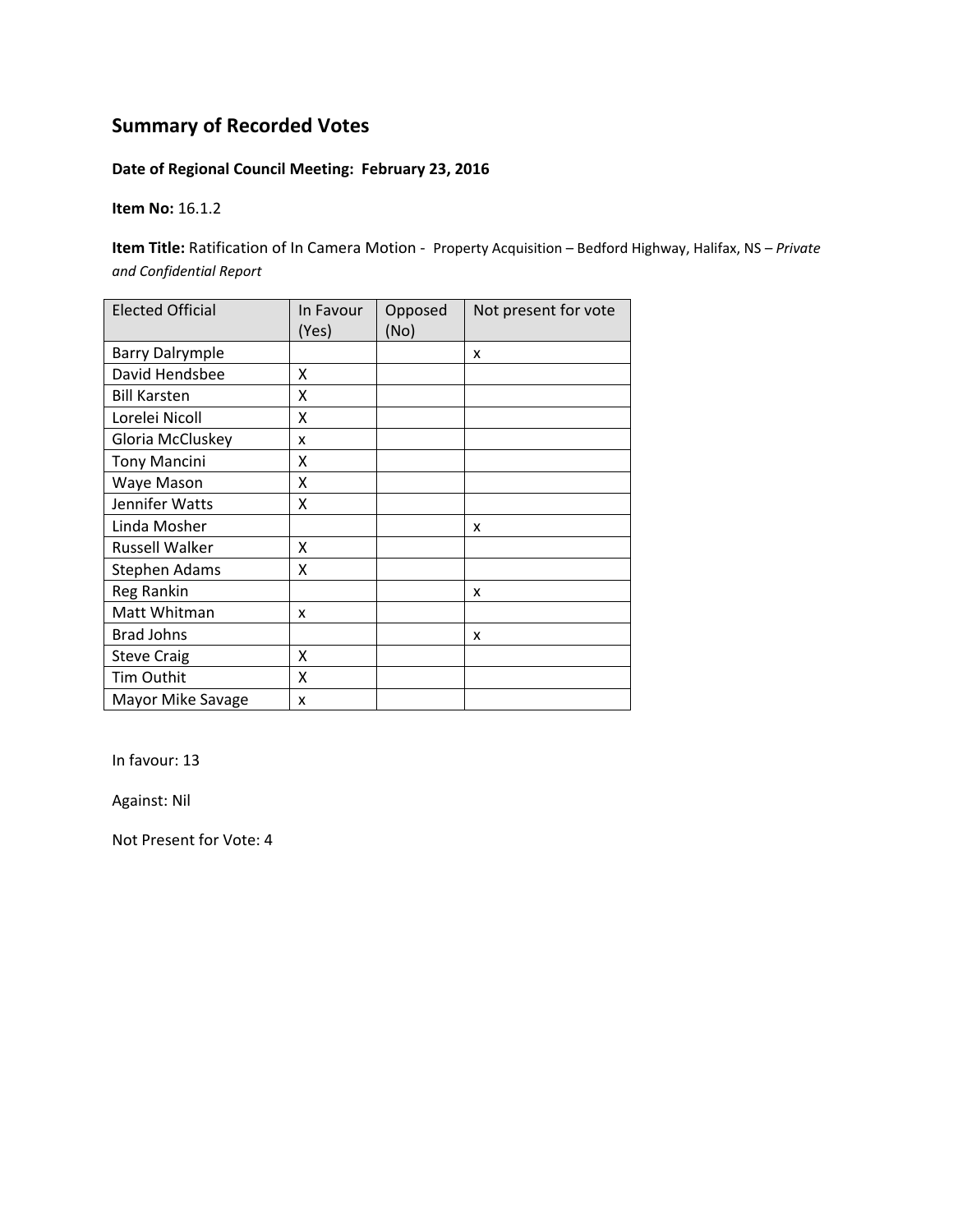# Summary of Recorded Votes

**Date of Regional Council Meeting: February 23, 2016**

**Item No:** 16.1.2

**Item Title:** Ratification of In Camera Motion - Property Acquisition – Bedford Highway, Halifax, NS – *Private and Confidential Report*

| Elected Official | In Favour (Yes) | Opposed (No) | Not present for vote |
|---|---|---|---|
| Barry Dalrymple | | | x |
| David Hendsbee | X | | |
| Bill Karsten | X | | |
| Lorelei Nicoll | X | | |
| Gloria McCluskey | x | | |
| Tony Mancini | X | | |
| Waye Mason | X | | |
| Jennifer Watts | X | | |
| Linda Mosher | | | x |
| Russell Walker | X | | |
| Stephen Adams | X | | |
| Reg Rankin | | | x |
| Matt Whitman | x | | |
| Brad Johns | | | x |
| Steve Craig | X | | |
| Tim Outhit | X | | |
| Mayor Mike Savage | x | | |

In favour: 13

Against: Nil

Not Present for Vote: 4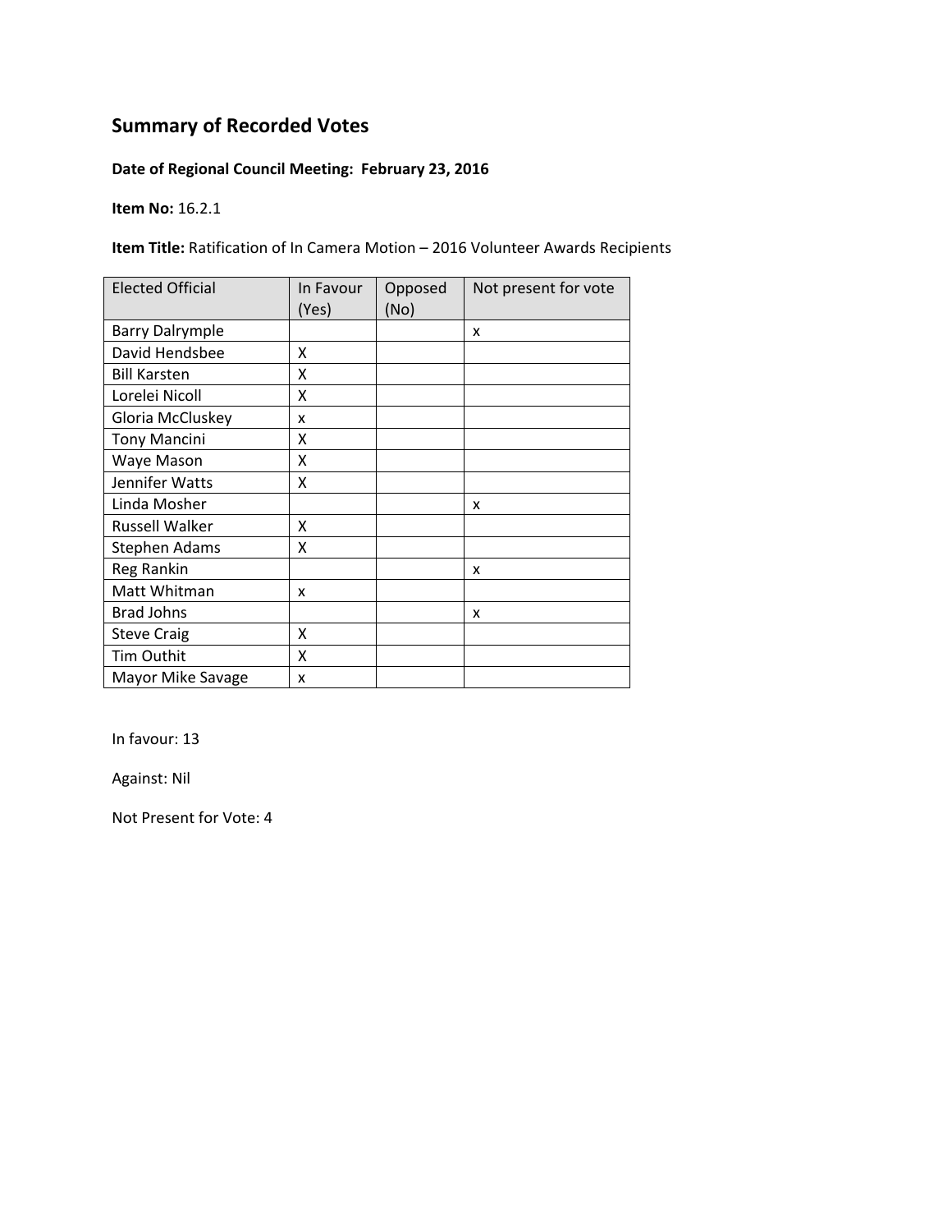## Summary of Recorded Votes

**Date of Regional Council Meeting: February 23, 2016**

**Item No:** 16.2.1

**Item Title:** Ratification of In Camera Motion – 2016 Volunteer Awards Recipients

| Elected Official | In Favour (Yes) | Opposed (No) | Not present for vote |
|---|---|---|---|
| Barry Dalrymple | | | x |
| David Hendsbee | X | | |
| Bill Karsten | X | | |
| Lorelei Nicoll | X | | |
| Gloria McCluskey | x | | |
| Tony Mancini | X | | |
| Waye Mason | X | | |
| Jennifer Watts | X | | |
| Linda Mosher | | | x |
| Russell Walker | X | | |
| Stephen Adams | X | | |
| Reg Rankin | | | x |
| Matt Whitman | x | | |
| Brad Johns | | | x |
| Steve Craig | X | | |
| Tim Outhit | X | | |
| Mayor Mike Savage | x | | |

In favour: 13

Against: Nil

Not Present for Vote: 4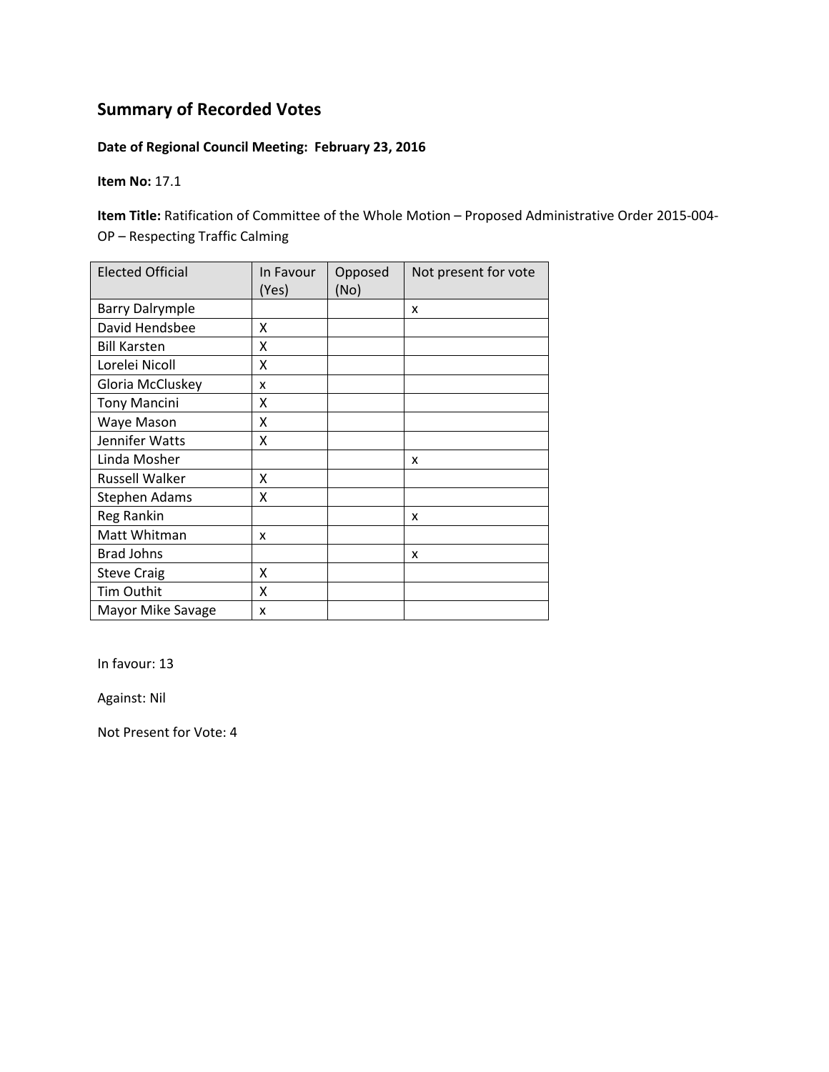## Summary of Recorded Votes

**Date of Regional Council Meeting: February 23, 2016**

**Item No:** 17.1

**Item Title:** Ratification of Committee of the Whole Motion – Proposed Administrative Order 2015-004-OP – Respecting Traffic Calming

| Elected Official | In Favour (Yes) | Opposed (No) | Not present for vote |
|---|---|---|---|
| Barry Dalrymple | | | x |
| David Hendsbee | X | | |
| Bill Karsten | X | | |
| Lorelei Nicoll | X | | |
| Gloria McCluskey | x | | |
| Tony Mancini | X | | |
| Waye Mason | X | | |
| Jennifer Watts | X | | |
| Linda Mosher | | | x |
| Russell Walker | X | | |
| Stephen Adams | X | | |
| Reg Rankin | | | x |
| Matt Whitman | x | | |
| Brad Johns | | | x |
| Steve Craig | X | | |
| Tim Outhit | X | | |
| Mayor Mike Savage | x | | |

In favour: 13

Against: Nil

Not Present for Vote: 4